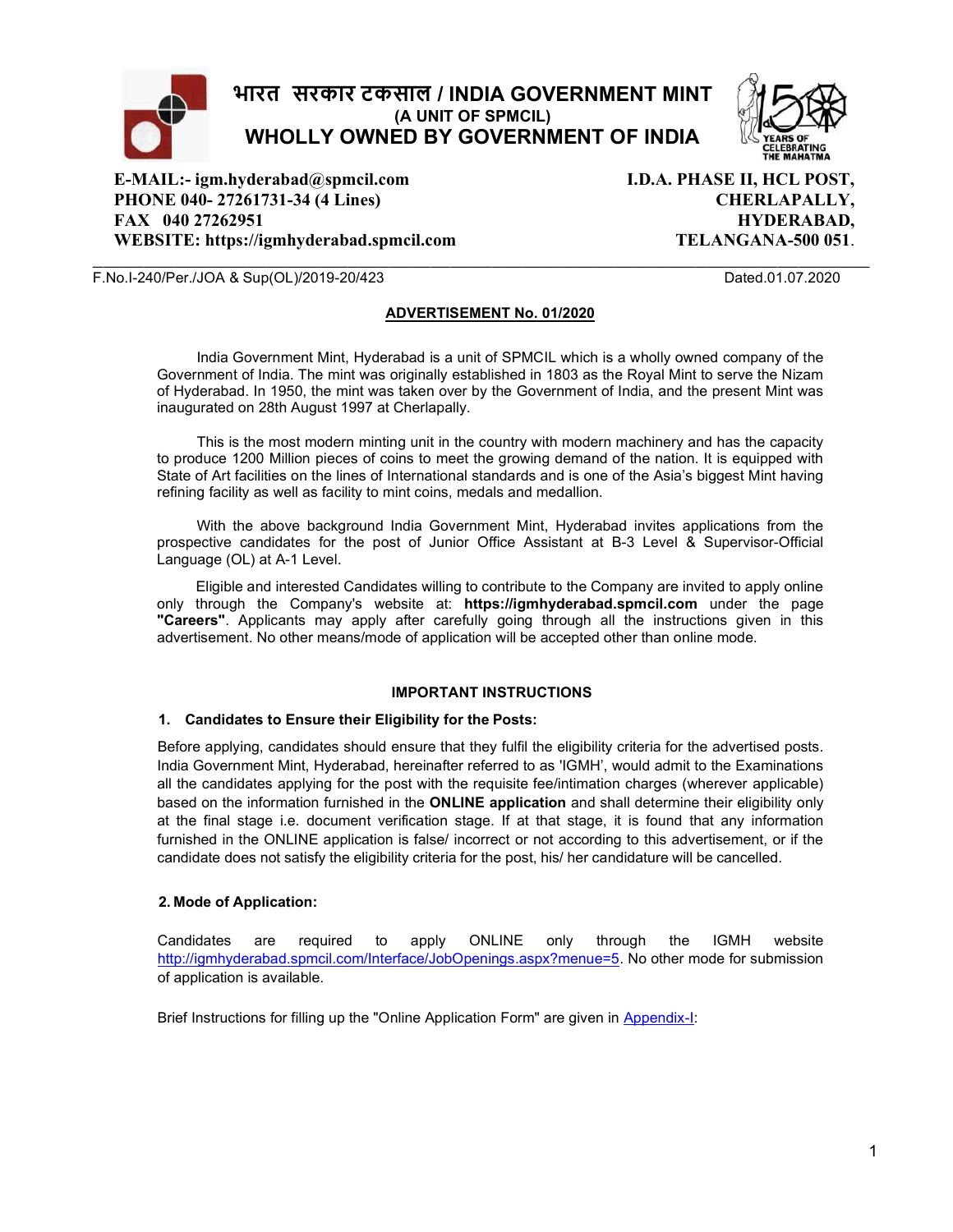# भारत सरकार टकसाल / INDIA GOVERNMENT MINT

**(A UNIT OF SPMCIL)**

**WHOLLY OWNED BY GOVERNMENT OF INDIA**

**E-MAIL:- igm.hyderabad@spmcil.com**
**PHONE 040- 27261731-34 (4 Lines)**
**FAX 040 27262951**
**WEBSITE: https://igmhyderabad.spmcil.com**

**I.D.A. PHASE II, HCL POST,**
**CHERLAPALLY,**
**HYDERABAD,**
**TELANGANA-500 051.**

F.No.I-240/Per./JOA & Sup(OL)/2019-20/423 Dated.01.07.2020

## ADVERTISEMENT No. 01/2020

India Government Mint, Hyderabad is a unit of SPMCIL which is a wholly owned company of the Government of India. The mint was originally established in 1803 as the Royal Mint to serve the Nizam of Hyderabad. In 1950, the mint was taken over by the Government of India, and the present Mint was inaugurated on 28th August 1997 at Cherlapally.

This is the most modern minting unit in the country with modern machinery and has the capacity to produce 1200 Million pieces of coins to meet the growing demand of the nation. It is equipped with State of Art facilities on the lines of International standards and is one of the Asia's biggest Mint having refining facility as well as facility to mint coins, medals and medallion.

With the above background India Government Mint, Hyderabad invites applications from the prospective candidates for the post of Junior Office Assistant at B-3 Level & Supervisor-Official Language (OL) at A-1 Level.

Eligible and interested Candidates willing to contribute to the Company are invited to apply online only through the Company's website at: **https://igmhyderabad.spmcil.com** under the page **"Careers"**. Applicants may apply after carefully going through all the instructions given in this advertisement. No other means/mode of application will be accepted other than online mode.

### IMPORTANT INSTRUCTIONS

**1. Candidates to Ensure their Eligibility for the Posts:**

Before applying, candidates should ensure that they fulfil the eligibility criteria for the advertised posts. India Government Mint, Hyderabad, hereinafter referred to as 'IGMH', would admit to the Examinations all the candidates applying for the post with the requisite fee/intimation charges (wherever applicable) based on the information furnished in the **ONLINE application** and shall determine their eligibility only at the final stage i.e. document verification stage. If at that stage, it is found that any information furnished in the ONLINE application is false/ incorrect or not according to this advertisement, or if the candidate does not satisfy the eligibility criteria for the post, his/ her candidature will be cancelled.

**2. Mode of Application:**

Candidates are required to apply ONLINE only through the IGMH website http://igmhyderabad.spmcil.com/Interface/JobOpenings.aspx?menue=5. No other mode for submission of application is available.

Brief Instructions for filling up the "Online Application Form" are given in Appendix-I: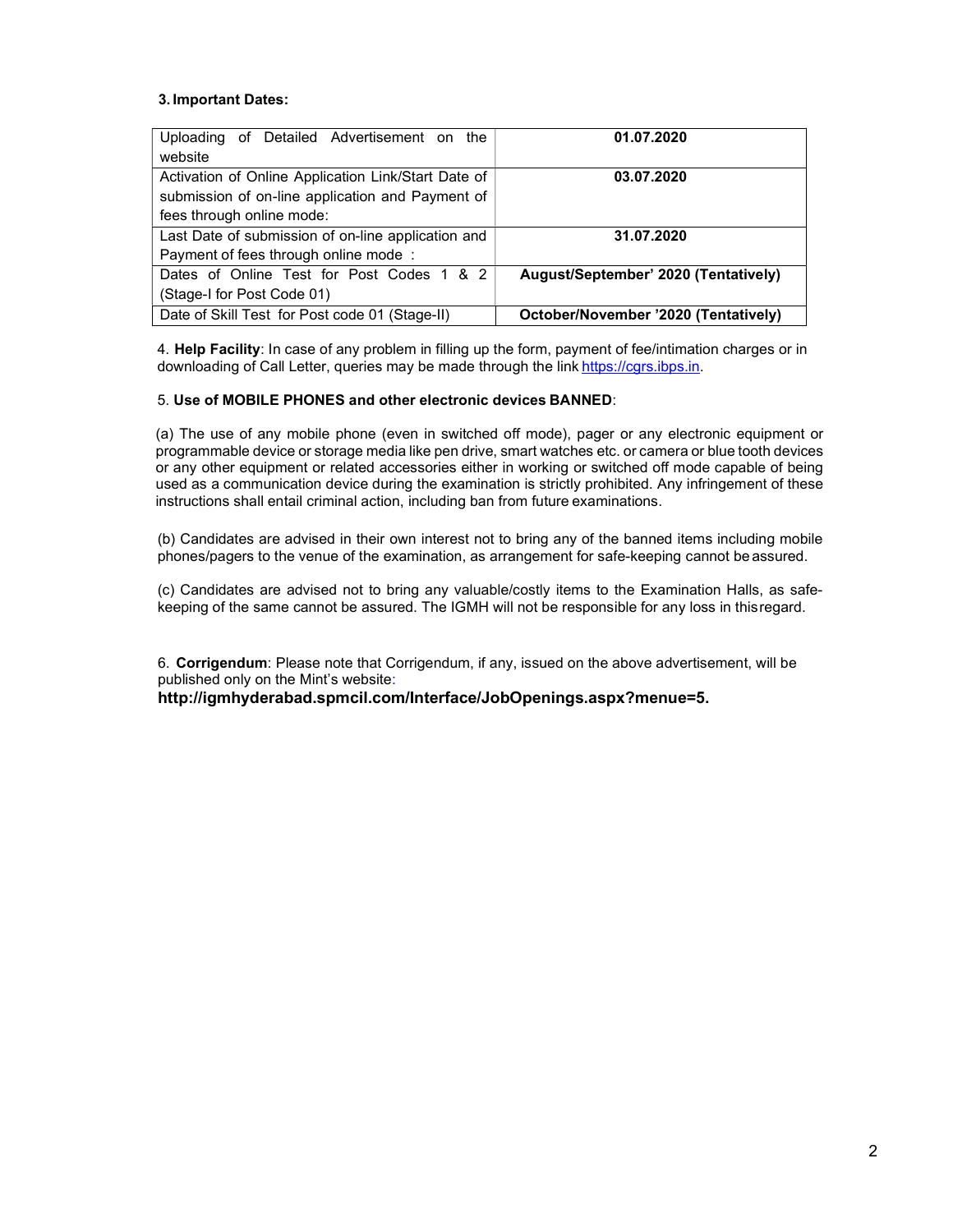### 3. Important Dates:

| | |
|---|---|
| Uploading of Detailed Advertisement on the website | **01.07.2020** |
| Activation of Online Application Link/Start Date of submission of on-line application and Payment of fees through online mode: | **03.07.2020** |
| Last Date of submission of on-line application and Payment of fees through online mode : | **31.07.2020** |
| Dates of Online Test for Post Codes 1 & 2 (Stage-I for Post Code 01) | **August/September' 2020 (Tentatively)** |
| Date of Skill Test for Post code 01 (Stage-II) | **October/November '2020 (Tentatively)** |

4. **Help Facility**: In case of any problem in filling up the form, payment of fee/intimation charges or in downloading of Call Letter, queries may be made through the link https://cgrs.ibps.in.

5. **Use of MOBILE PHONES and other electronic devices BANNED**:

(a) The use of any mobile phone (even in switched off mode), pager or any electronic equipment or programmable device or storage media like pen drive, smart watches etc. or camera or blue tooth devices or any other equipment or related accessories either in working or switched off mode capable of being used as a communication device during the examination is strictly prohibited. Any infringement of these instructions shall entail criminal action, including ban from future examinations.

(b) Candidates are advised in their own interest not to bring any of the banned items including mobile phones/pagers to the venue of the examination, as arrangement for safe-keeping cannot be assured.

(c) Candidates are advised not to bring any valuable/costly items to the Examination Halls, as safe-keeping of the same cannot be assured. The IGMH will not be responsible for any loss in this regard.

6. **Corrigendum**: Please note that Corrigendum, if any, issued on the above advertisement, will be published only on the Mint's website:
**http://igmhyderabad.spmcil.com/Interface/JobOpenings.aspx?menue=5.**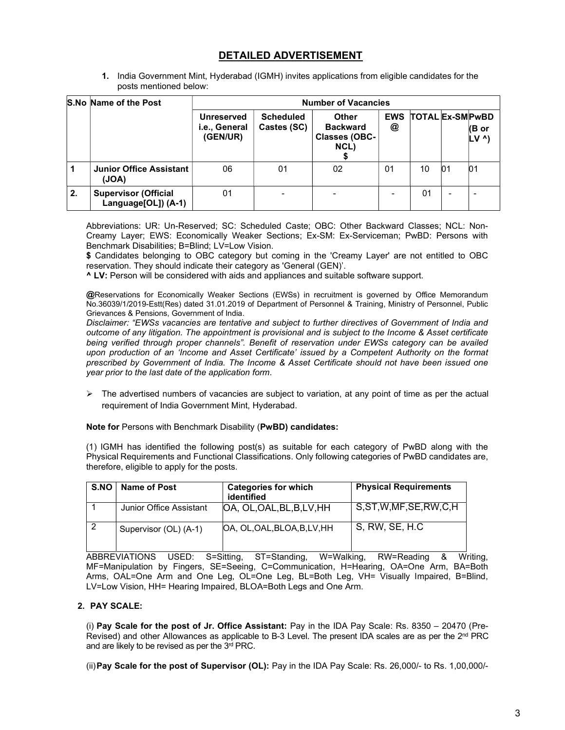## DETAILED ADVERTISEMENT

1. India Government Mint, Hyderabad (IGMH) invites applications from eligible candidates for the posts mentioned below:

| S.No | Name of the Post | Number of Vacancies | | | | | | |
|---|---|---|---|---|---|---|---|---|
| | | Unreserved i.e., General (GEN/UR) | Scheduled Castes (SC) | Other Backward Classes (OBC-NCL) $ | EWS @ | TOTAL | Ex-SM | PwBD (B or LV ^) |
| 1 | **Junior Office Assistant (JOA)** | 06 | 01 | 02 | 01 | 10 | 01 | 01 |
| 2. | **Supervisor (Official Language[OL]) (A-1)** | 01 | - | - | - | 01 | - | - |

Abbreviations: UR: Un-Reserved; SC: Scheduled Caste; OBC: Other Backward Classes; NCL: Non-Creamy Layer; EWS: Economically Weaker Sections; Ex-SM: Ex-Serviceman; PwBD: Persons with Benchmark Disabilities; B=Blind; LV=Low Vision.

**$** Candidates belonging to OBC category but coming in the 'Creamy Layer' are not entitled to OBC reservation. They should indicate their category as 'General (GEN)'.

**^ LV:** Person will be considered with aids and appliances and suitable software support.

**@**Reservations for Economically Weaker Sections (EWSs) in recruitment is governed by Office Memorandum No.36039/1/2019-Estt(Res) dated 31.01.2019 of Department of Personnel & Training, Ministry of Personnel, Public Grievances & Pensions, Government of India.

*Disclaimer: "EWSs vacancies are tentative and subject to further directives of Government of India and outcome of any litigation. The appointment is provisional and is subject to the Income & Asset certificate being verified through proper channels". Benefit of reservation under EWSs category can be availed upon production of an 'Income and Asset Certificate' issued by a Competent Authority on the format prescribed by Government of India. The Income & Asset Certificate should not have been issued one year prior to the last date of the application form.*

- The advertised numbers of vacancies are subject to variation, at any point of time as per the actual requirement of India Government Mint, Hyderabad.

**Note for** Persons with Benchmark Disability (**PwBD) candidates:**

(1) IGMH has identified the following post(s) as suitable for each category of PwBD along with the Physical Requirements and Functional Classifications. Only following categories of PwBD candidates are, therefore, eligible to apply for the posts.

| S.NO | Name of Post | Categories for which identified | Physical Requirements |
|---|---|---|---|
| 1 | Junior Office Assistant | OA, OL,OAL,BL,B,LV,HH | S,ST,W,MF,SE,RW,C,H |
| 2 | Supervisor (OL) (A-1) | OA, OL,OAL,BLOA,B,LV,HH | S, RW, SE, H.C |

ABBREVIATIONS USED: S=Sitting, ST=Standing, W=Walking, RW=Reading & Writing, MF=Manipulation by Fingers, SE=Seeing, C=Communication, H=Hearing, OA=One Arm, BA=Both Arms, OAL=One Arm and One Leg, OL=One Leg, BL=Both Leg, VH= Visually Impaired, B=Blind, LV=Low Vision, HH= Hearing Impaired, BLOA=Both Legs and One Arm.

**2. PAY SCALE:**

(i) **Pay Scale for the post of Jr. Office Assistant:** Pay in the IDA Pay Scale: Rs. 8350 – 20470 (Pre-Revised) and other Allowances as applicable to B-3 Level. The present IDA scales are as per the 2nd PRC and are likely to be revised as per the 3rd PRC.

(ii) **Pay Scale for the post of Supervisor (OL):** Pay in the IDA Pay Scale: Rs. 26,000/- to Rs. 1,00,000/-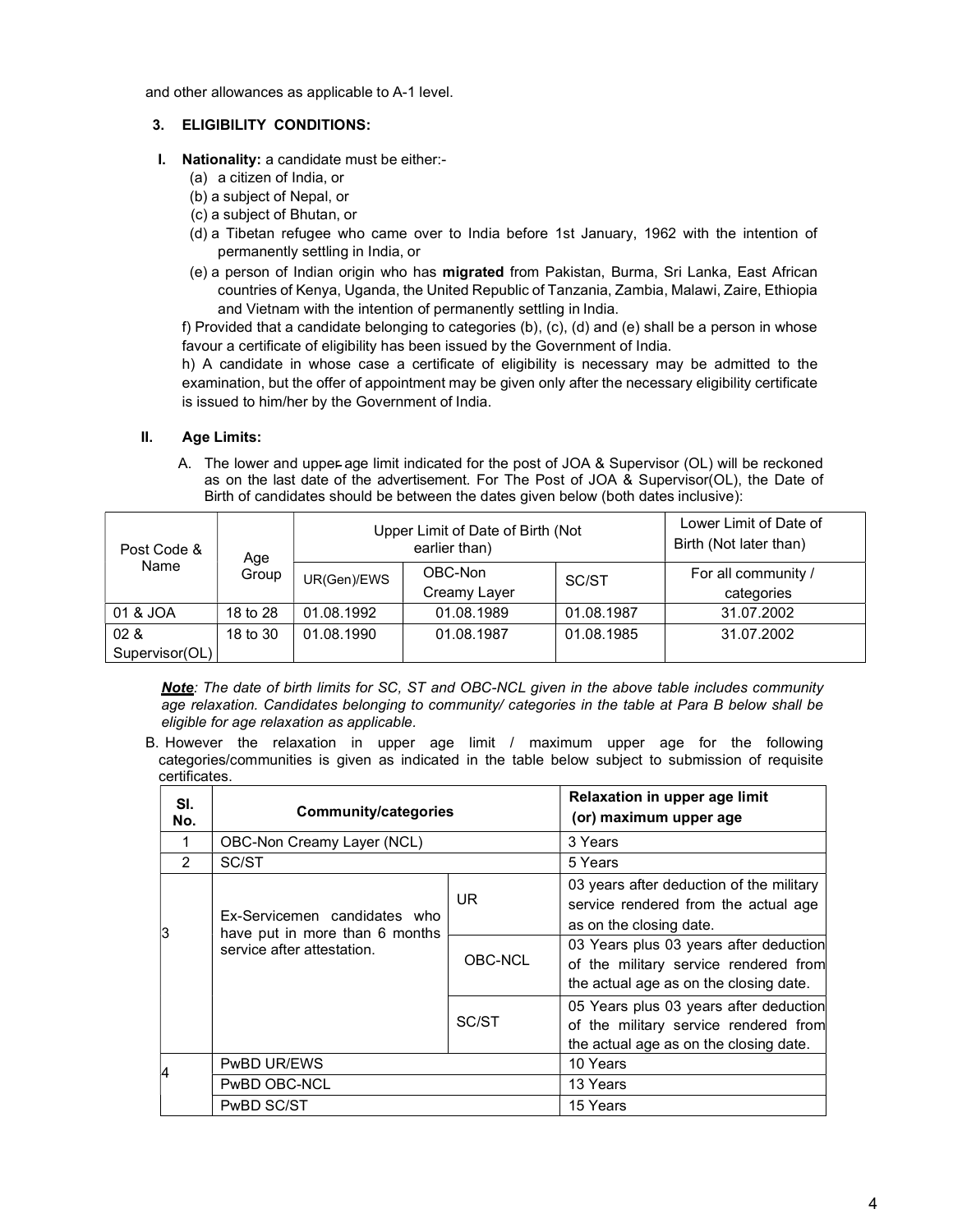and other allowances as applicable to A-1 level.

### 3. ELIGIBILITY CONDITIONS:

**I. Nationality:** a candidate must be either:-

(a) a citizen of India, or

(b) a subject of Nepal, or

(c) a subject of Bhutan, or

(d) a Tibetan refugee who came over to India before 1st January, 1962 with the intention of permanently settling in India, or

(e) a person of Indian origin who has **migrated** from Pakistan, Burma, Sri Lanka, East African countries of Kenya, Uganda, the United Republic of Tanzania, Zambia, Malawi, Zaire, Ethiopia and Vietnam with the intention of permanently settling in India.

f) Provided that a candidate belonging to categories (b), (c), (d) and (e) shall be a person in whose favour a certificate of eligibility has been issued by the Government of India.

h) A candidate in whose case a certificate of eligibility is necessary may be admitted to the examination, but the offer of appointment may be given only after the necessary eligibility certificate is issued to him/her by the Government of India.

**II. Age Limits:**

A. The lower and upper age limit indicated for the post of JOA & Supervisor (OL) will be reckoned as on the last date of the advertisement. For The Post of JOA & Supervisor(OL), the Date of Birth of candidates should be between the dates given below (both dates inclusive):

| Post Code & Name | Age Group | Upper Limit of Date of Birth (Not earlier than) | | | Lower Limit of Date of Birth (Not later than) |
|---|---|---|---|---|---|
| | | UR(Gen)/EWS | OBC-Non Creamy Layer | SC/ST | For all community / categories |
| 01 & JOA | 18 to 28 | 01.08.1992 | 01.08.1989 | 01.08.1987 | 31.07.2002 |
| 02 & Supervisor(OL) | 18 to 30 | 01.08.1990 | 01.08.1987 | 01.08.1985 | 31.07.2002 |

***Note**: The date of birth limits for SC, ST and OBC-NCL given in the above table includes community age relaxation. Candidates belonging to community/ categories in the table at Para B below shall be eligible for age relaxation as applicable.*

B. However the relaxation in upper age limit / maximum upper age for the following categories/communities is given as indicated in the table below subject to submission of requisite certificates.

| Sl. No. | Community/categories | | Relaxation in upper age limit (or) maximum upper age |
|---|---|---|---|
| 1 | OBC-Non Creamy Layer (NCL) | | 3 Years |
| 2 | SC/ST | | 5 Years |
| 3 | Ex-Servicemen candidates who have put in more than 6 months service after attestation. | UR | 03 years after deduction of the military service rendered from the actual age as on the closing date. |
| | | OBC-NCL | 03 Years plus 03 years after deduction of the military service rendered from the actual age as on the closing date. |
| | | SC/ST | 05 Years plus 03 years after deduction of the military service rendered from the actual age as on the closing date. |
| 4 | PwBD UR/EWS | | 10 Years |
| | PwBD OBC-NCL | | 13 Years |
| | PwBD SC/ST | | 15 Years |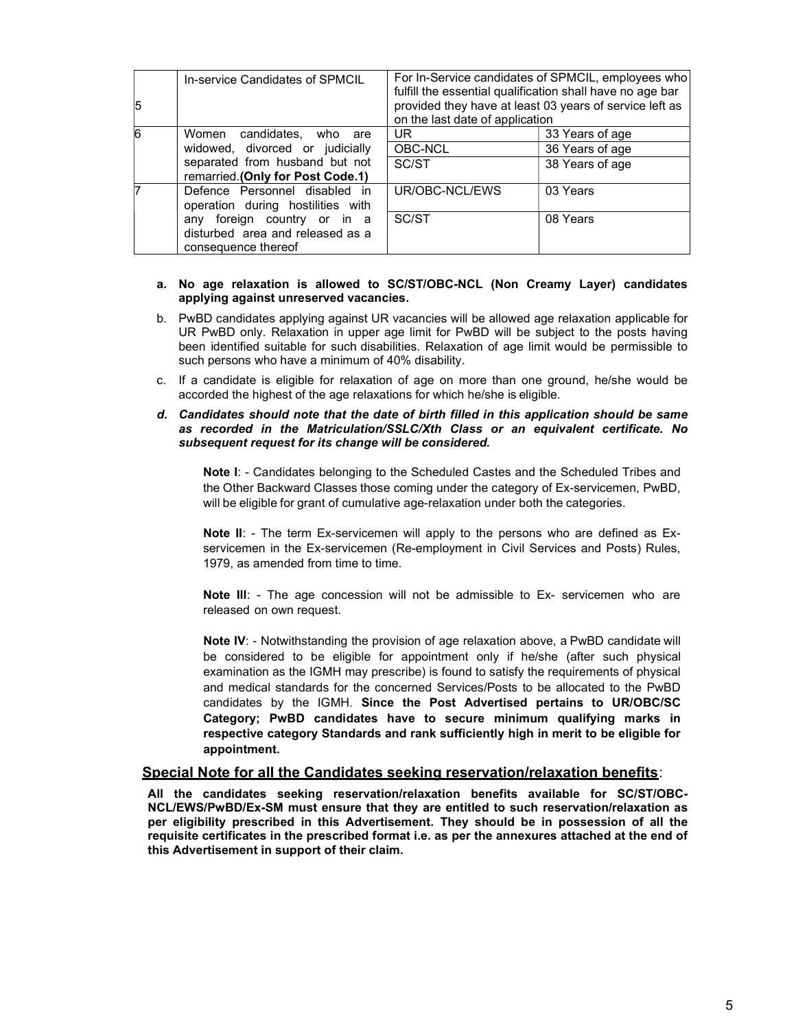| | | | |
|---|---|---|---|
| 5 | In-service Candidates of SPMCIL | For In-Service candidates of SPMCIL, employees who fulfill the essential qualification shall have no age bar provided they have at least 03 years of service left as on the last date of application | |
| 6 | Women candidates, who are widowed, divorced or judicially separated from husband but not remarried.**(Only for Post Code.1)** | UR | 33 Years of age |
| | | OBC-NCL | 36 Years of age |
| | | SC/ST | 38 Years of age |
| 7 | Defence Personnel disabled in operation during hostilities with any foreign country or in a disturbed area and released as a consequence thereof | UR/OBC-NCL/EWS | 03 Years |
| | | SC/ST | 08 Years |

a. **No age relaxation is allowed to SC/ST/OBC-NCL (Non Creamy Layer) candidates applying against unreserved vacancies.**

b. PwBD candidates applying against UR vacancies will be allowed age relaxation applicable for UR PwBD only. Relaxation in upper age limit for PwBD will be subject to the posts having been identified suitable for such disabilities. Relaxation of age limit would be permissible to such persons who have a minimum of 40% disability.

c. If a candidate is eligible for relaxation of age on more than one ground, he/she would be accorded the highest of the age relaxations for which he/she is eligible.

d. ***Candidates should note that the date of birth filled in this application should be same as recorded in the Matriculation/SSLC/Xth Class or an equivalent certificate. No subsequent request for its change will be considered.***

**Note I**: - Candidates belonging to the Scheduled Castes and the Scheduled Tribes and the Other Backward Classes those coming under the category of Ex-servicemen, PwBD, will be eligible for grant of cumulative age-relaxation under both the categories.

**Note II**: - The term Ex-servicemen will apply to the persons who are defined as Ex-servicemen in the Ex-servicemen (Re-employment in Civil Services and Posts) Rules, 1979, as amended from time to time.

**Note III**: - The age concession will not be admissible to Ex- servicemen who are released on own request.

**Note IV**: - Notwithstanding the provision of age relaxation above, a PwBD candidate will be considered to be eligible for appointment only if he/she (after such physical examination as the IGMH may prescribe) is found to satisfy the requirements of physical and medical standards for the concerned Services/Posts to be allocated to the PwBD candidates by the IGMH. **Since the Post Advertised pertains to UR/OBC/SC Category; PwBD candidates have to secure minimum qualifying marks in respective category Standards and rank sufficiently high in merit to be eligible for appointment.**

## Special Note for all the Candidates seeking reservation/relaxation benefits:

**All the candidates seeking reservation/relaxation benefits available for SC/ST/OBC-NCL/EWS/PwBD/Ex-SM must ensure that they are entitled to such reservation/relaxation as per eligibility prescribed in this Advertisement. They should be in possession of all the requisite certificates in the prescribed format i.e. as per the annexures attached at the end of this Advertisement in support of their claim.**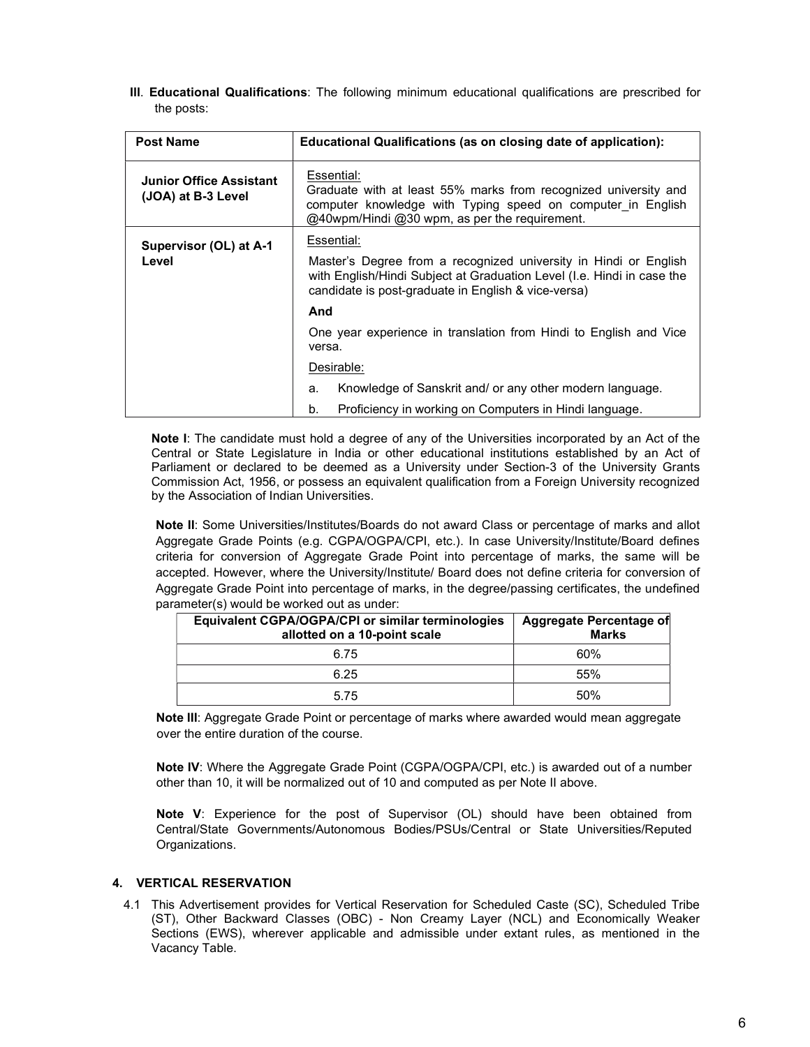**III**. **Educational Qualifications**: The following minimum educational qualifications are prescribed for the posts:

| Post Name | Educational Qualifications (as on closing date of application): |
|---|---|
| **Junior Office Assistant (JOA) at B-3 Level** | Essential:<br>Graduate with at least 55% marks from recognized university and computer knowledge with Typing speed on computer_in English @40wpm/Hindi @30 wpm, as per the requirement. |
| **Supervisor (OL) at A-1 Level** | Essential:<br>Master's Degree from a recognized university in Hindi or English with English/Hindi Subject at Graduation Level (I.e. Hindi in case the candidate is post-graduate in English & vice-versa)<br>**And**<br>One year experience in translation from Hindi to English and Vice versa.<br>Desirable:<br>a. Knowledge of Sanskrit and/ or any other modern language.<br>b. Proficiency in working on Computers in Hindi language. |

**Note I**: The candidate must hold a degree of any of the Universities incorporated by an Act of the Central or State Legislature in India or other educational institutions established by an Act of Parliament or declared to be deemed as a University under Section-3 of the University Grants Commission Act, 1956, or possess an equivalent qualification from a Foreign University recognized by the Association of Indian Universities.

**Note II**: Some Universities/Institutes/Boards do not award Class or percentage of marks and allot Aggregate Grade Points (e.g. CGPA/OGPA/CPI, etc.). In case University/Institute/Board defines criteria for conversion of Aggregate Grade Point into percentage of marks, the same will be accepted. However, where the University/Institute/ Board does not define criteria for conversion of Aggregate Grade Point into percentage of marks, in the degree/passing certificates, the undefined parameter(s) would be worked out as under:

| Equivalent CGPA/OGPA/CPI or similar terminologies allotted on a 10-point scale | Aggregate Percentage of Marks |
|---|---|
| 6.75 | 60% |
| 6.25 | 55% |
| 5.75 | 50% |

**Note III**: Aggregate Grade Point or percentage of marks where awarded would mean aggregate over the entire duration of the course.

**Note IV**: Where the Aggregate Grade Point (CGPA/OGPA/CPI, etc.) is awarded out of a number other than 10, it will be normalized out of 10 and computed as per Note II above.

**Note V**: Experience for the post of Supervisor (OL) should have been obtained from Central/State Governments/Autonomous Bodies/PSUs/Central or State Universities/Reputed Organizations.

## 4. VERTICAL RESERVATION

4.1 This Advertisement provides for Vertical Reservation for Scheduled Caste (SC), Scheduled Tribe (ST), Other Backward Classes (OBC) - Non Creamy Layer (NCL) and Economically Weaker Sections (EWS), wherever applicable and admissible under extant rules, as mentioned in the Vacancy Table.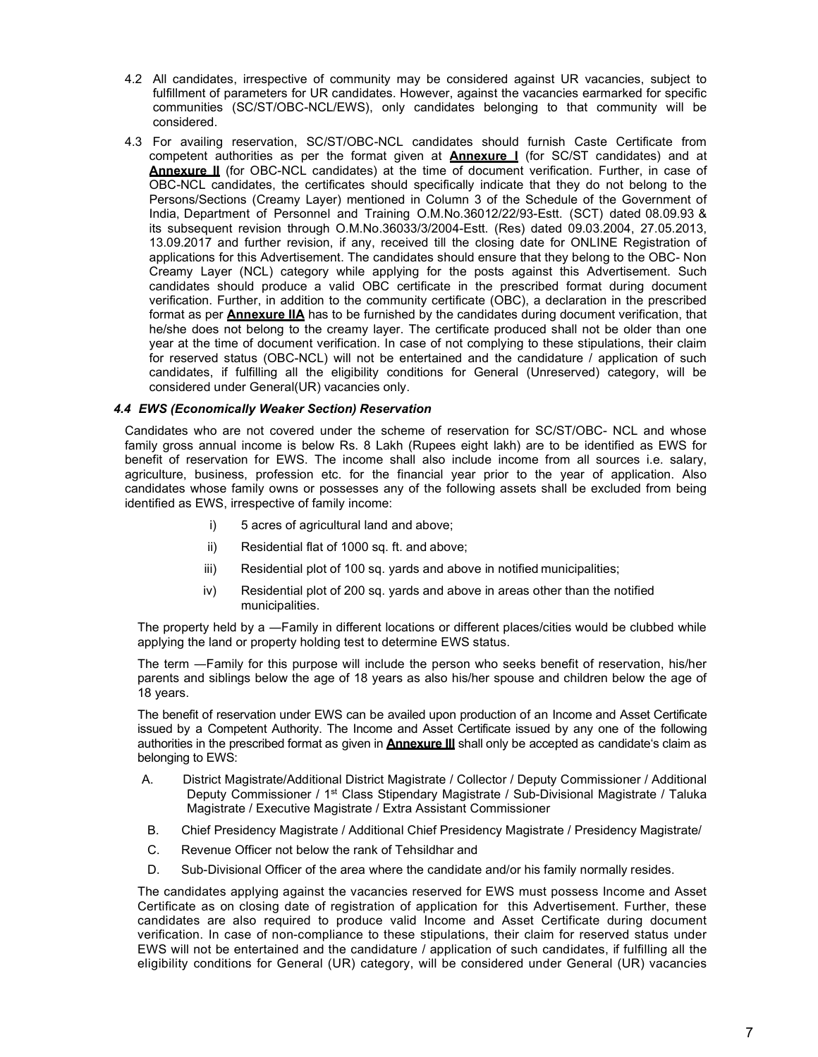4.2 All candidates, irrespective of community may be considered against UR vacancies, subject to fulfillment of parameters for UR candidates. However, against the vacancies earmarked for specific communities (SC/ST/OBC-NCL/EWS), only candidates belonging to that community will be considered.

4.3 For availing reservation, SC/ST/OBC-NCL candidates should furnish Caste Certificate from competent authorities as per the format given at **Annexure I** (for SC/ST candidates) and at **Annexure II** (for OBC-NCL candidates) at the time of document verification. Further, in case of OBC-NCL candidates, the certificates should specifically indicate that they do not belong to the Persons/Sections (Creamy Layer) mentioned in Column 3 of the Schedule of the Government of India, Department of Personnel and Training O.M.No.36012/22/93-Estt. (SCT) dated 08.09.93 & its subsequent revision through O.M.No.36033/3/2004-Estt. (Res) dated 09.03.2004, 27.05.2013, 13.09.2017 and further revision, if any, received till the closing date for ONLINE Registration of applications for this Advertisement. The candidates should ensure that they belong to the OBC- Non Creamy Layer (NCL) category while applying for the posts against this Advertisement. Such candidates should produce a valid OBC certificate in the prescribed format during document verification. Further, in addition to the community certificate (OBC), a declaration in the prescribed format as per **Annexure IIA** has to be furnished by the candidates during document verification, that he/she does not belong to the creamy layer. The certificate produced shall not be older than one year at the time of document verification. In case of not complying to these stipulations, their claim for reserved status (OBC-NCL) will not be entertained and the candidature / application of such candidates, if fulfilling all the eligibility conditions for General (Unreserved) category, will be considered under General(UR) vacancies only.

### *4.4 EWS (Economically Weaker Section) Reservation*

Candidates who are not covered under the scheme of reservation for SC/ST/OBC- NCL and whose family gross annual income is below Rs. 8 Lakh (Rupees eight lakh) are to be identified as EWS for benefit of reservation for EWS. The income shall also include income from all sources i.e. salary, agriculture, business, profession etc. for the financial year prior to the year of application. Also candidates whose family owns or possesses any of the following assets shall be excluded from being identified as EWS, irrespective of family income:

i) 5 acres of agricultural land and above;

ii) Residential flat of 1000 sq. ft. and above;

iii) Residential plot of 100 sq. yards and above in notified municipalities;

iv) Residential plot of 200 sq. yards and above in areas other than the notified municipalities.

The property held by a —Family in different locations or different places/cities would be clubbed while applying the land or property holding test to determine EWS status.

The term —Family for this purpose will include the person who seeks benefit of reservation, his/her parents and siblings below the age of 18 years as also his/her spouse and children below the age of 18 years.

The benefit of reservation under EWS can be availed upon production of an Income and Asset Certificate issued by a Competent Authority. The Income and Asset Certificate issued by any one of the following authorities in the prescribed format as given in **Annexure III** shall only be accepted as candidate's claim as belonging to EWS:

A. District Magistrate/Additional District Magistrate / Collector / Deputy Commissioner / Additional Deputy Commissioner / 1st Class Stipendary Magistrate / Sub-Divisional Magistrate / Taluka Magistrate / Executive Magistrate / Extra Assistant Commissioner

B. Chief Presidency Magistrate / Additional Chief Presidency Magistrate / Presidency Magistrate/

C. Revenue Officer not below the rank of Tehsildhar and

D. Sub-Divisional Officer of the area where the candidate and/or his family normally resides.

The candidates applying against the vacancies reserved for EWS must possess Income and Asset Certificate as on closing date of registration of application for this Advertisement. Further, these candidates are also required to produce valid Income and Asset Certificate during document verification. In case of non-compliance to these stipulations, their claim for reserved status under EWS will not be entertained and the candidature / application of such candidates, if fulfilling all the eligibility conditions for General (UR) category, will be considered under General (UR) vacancies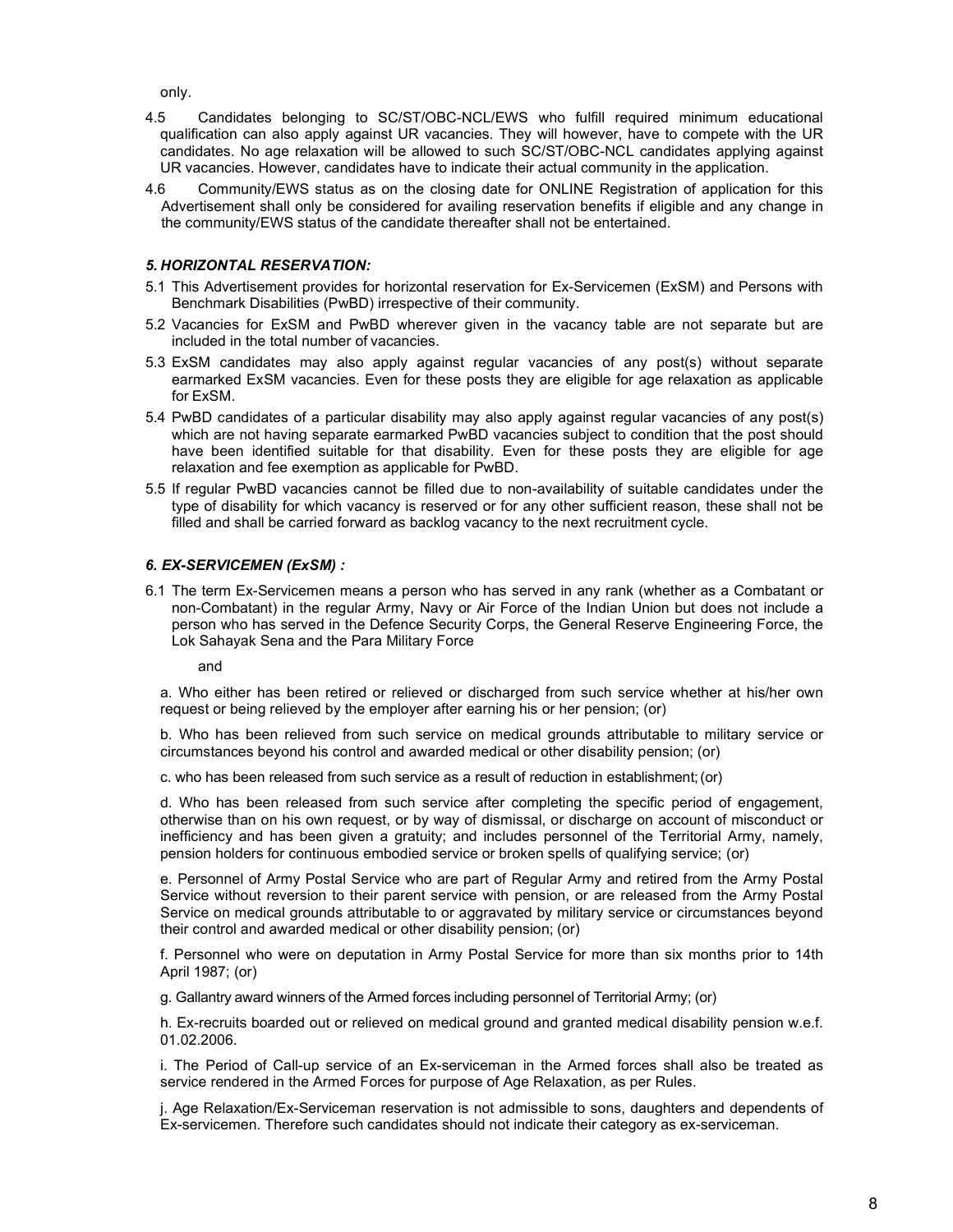only.

4.5 Candidates belonging to SC/ST/OBC-NCL/EWS who fulfill required minimum educational qualification can also apply against UR vacancies. They will however, have to compete with the UR candidates. No age relaxation will be allowed to such SC/ST/OBC-NCL candidates applying against UR vacancies. However, candidates have to indicate their actual community in the application.

4.6 Community/EWS status as on the closing date for ONLINE Registration of application for this Advertisement shall only be considered for availing reservation benefits if eligible and any change in the community/EWS status of the candidate thereafter shall not be entertained.

### *5. HORIZONTAL RESERVATION:*

5.1 This Advertisement provides for horizontal reservation for Ex-Servicemen (ExSM) and Persons with Benchmark Disabilities (PwBD) irrespective of their community.

5.2 Vacancies for ExSM and PwBD wherever given in the vacancy table are not separate but are included in the total number of vacancies.

5.3 ExSM candidates may also apply against regular vacancies of any post(s) without separate earmarked ExSM vacancies. Even for these posts they are eligible for age relaxation as applicable for ExSM.

5.4 PwBD candidates of a particular disability may also apply against regular vacancies of any post(s) which are not having separate earmarked PwBD vacancies subject to condition that the post should have been identified suitable for that disability. Even for these posts they are eligible for age relaxation and fee exemption as applicable for PwBD.

5.5 If regular PwBD vacancies cannot be filled due to non-availability of suitable candidates under the type of disability for which vacancy is reserved or for any other sufficient reason, these shall not be filled and shall be carried forward as backlog vacancy to the next recruitment cycle.

### *6. EX-SERVICEMEN (ExSM) :*

6.1 The term Ex-Servicemen means a person who has served in any rank (whether as a Combatant or non-Combatant) in the regular Army, Navy or Air Force of the Indian Union but does not include a person who has served in the Defence Security Corps, the General Reserve Engineering Force, the Lok Sahayak Sena and the Para Military Force

and

a. Who either has been retired or relieved or discharged from such service whether at his/her own request or being relieved by the employer after earning his or her pension; (or)

b. Who has been relieved from such service on medical grounds attributable to military service or circumstances beyond his control and awarded medical or other disability pension; (or)

c. who has been released from such service as a result of reduction in establishment; (or)

d. Who has been released from such service after completing the specific period of engagement, otherwise than on his own request, or by way of dismissal, or discharge on account of misconduct or inefficiency and has been given a gratuity; and includes personnel of the Territorial Army, namely, pension holders for continuous embodied service or broken spells of qualifying service; (or)

e. Personnel of Army Postal Service who are part of Regular Army and retired from the Army Postal Service without reversion to their parent service with pension, or are released from the Army Postal Service on medical grounds attributable to or aggravated by military service or circumstances beyond their control and awarded medical or other disability pension; (or)

f. Personnel who were on deputation in Army Postal Service for more than six months prior to 14th April 1987; (or)

g. Gallantry award winners of the Armed forces including personnel of Territorial Army; (or)

h. Ex-recruits boarded out or relieved on medical ground and granted medical disability pension w.e.f. 01.02.2006.

i. The Period of Call-up service of an Ex-serviceman in the Armed forces shall also be treated as service rendered in the Armed Forces for purpose of Age Relaxation, as per Rules.

j. Age Relaxation/Ex-Serviceman reservation is not admissible to sons, daughters and dependents of Ex-servicemen. Therefore such candidates should not indicate their category as ex-serviceman.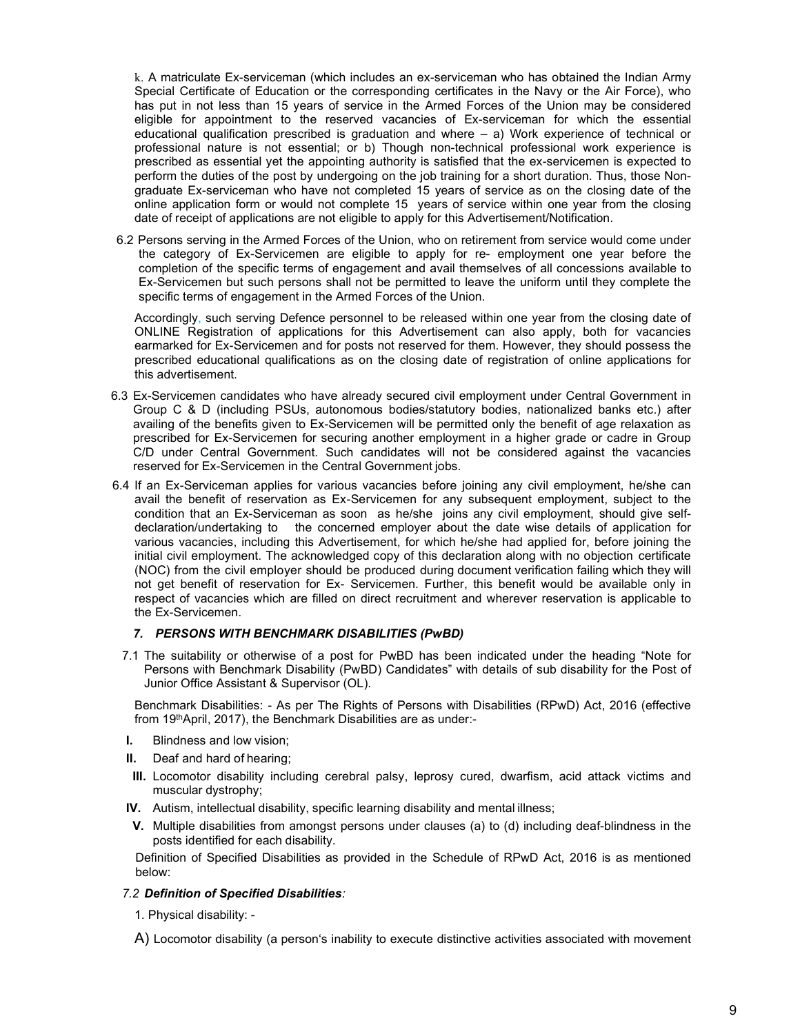k. A matriculate Ex-serviceman (which includes an ex-serviceman who has obtained the Indian Army Special Certificate of Education or the corresponding certificates in the Navy or the Air Force), who has put in not less than 15 years of service in the Armed Forces of the Union may be considered eligible for appointment to the reserved vacancies of Ex-serviceman for which the essential educational qualification prescribed is graduation and where – a) Work experience of technical or professional nature is not essential; or b) Though non-technical professional work experience is prescribed as essential yet the appointing authority is satisfied that the ex-servicemen is expected to perform the duties of the post by undergoing on the job training for a short duration. Thus, those Non-graduate Ex-serviceman who have not completed 15 years of service as on the closing date of the online application form or would not complete 15 years of service within one year from the closing date of receipt of applications are not eligible to apply for this Advertisement/Notification.

6.2 Persons serving in the Armed Forces of the Union, who on retirement from service would come under the category of Ex-Servicemen are eligible to apply for re- employment one year before the completion of the specific terms of engagement and avail themselves of all concessions available to Ex-Servicemen but such persons shall not be permitted to leave the uniform until they complete the specific terms of engagement in the Armed Forces of the Union.

Accordingly, such serving Defence personnel to be released within one year from the closing date of ONLINE Registration of applications for this Advertisement can also apply, both for vacancies earmarked for Ex-Servicemen and for posts not reserved for them. However, they should possess the prescribed educational qualifications as on the closing date of registration of online applications for this advertisement.

6.3 Ex-Servicemen candidates who have already secured civil employment under Central Government in Group C & D (including PSUs, autonomous bodies/statutory bodies, nationalized banks etc.) after availing of the benefits given to Ex-Servicemen will be permitted only the benefit of age relaxation as prescribed for Ex-Servicemen for securing another employment in a higher grade or cadre in Group C/D under Central Government. Such candidates will not be considered against the vacancies reserved for Ex-Servicemen in the Central Government jobs.

6.4 If an Ex-Serviceman applies for various vacancies before joining any civil employment, he/she can avail the benefit of reservation as Ex-Servicemen for any subsequent employment, subject to the condition that an Ex-Serviceman as soon as he/she joins any civil employment, should give self-declaration/undertaking to the concerned employer about the date wise details of application for various vacancies, including this Advertisement, for which he/she had applied for, before joining the initial civil employment. The acknowledged copy of this declaration along with no objection certificate (NOC) from the civil employer should be produced during document verification failing which they will not get benefit of reservation for Ex- Servicemen. Further, this benefit would be available only in respect of vacancies which are filled on direct recruitment and wherever reservation is applicable to the Ex-Servicemen.

### *7. PERSONS WITH BENCHMARK DISABILITIES (PwBD)*

7.1 The suitability or otherwise of a post for PwBD has been indicated under the heading "Note for Persons with Benchmark Disability (PwBD) Candidates" with details of sub disability for the Post of Junior Office Assistant & Supervisor (OL).

Benchmark Disabilities: - As per The Rights of Persons with Disabilities (RPwD) Act, 2016 (effective from 19th April, 2017), the Benchmark Disabilities are as under:-

- **I.** Blindness and low vision;
- **II.** Deaf and hard of hearing;
- **III.** Locomotor disability including cerebral palsy, leprosy cured, dwarfism, acid attack victims and muscular dystrophy;
- **IV.** Autism, intellectual disability, specific learning disability and mental illness;
- **V.** Multiple disabilities from amongst persons under clauses (a) to (d) including deaf-blindness in the posts identified for each disability.

Definition of Specified Disabilities as provided in the Schedule of RPwD Act, 2016 is as mentioned below:

*7.2 **Definition of Specified Disabilities**:*

1. Physical disability: -

A) Locomotor disability (a person's inability to execute distinctive activities associated with movement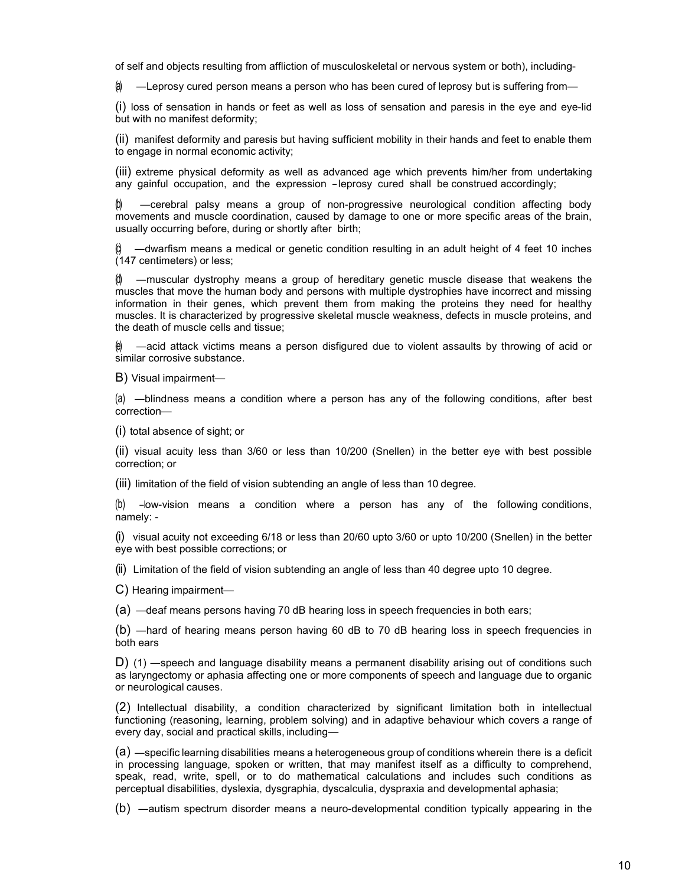of self and objects resulting from affliction of musculoskeletal or nervous system or both), including-

(a) —Leprosy cured person means a person who has been cured of leprosy but is suffering from—

(i) loss of sensation in hands or feet as well as loss of sensation and paresis in the eye and eye-lid but with no manifest deformity;

(ii) manifest deformity and paresis but having sufficient mobility in their hands and feet to enable them to engage in normal economic activity;

(iii) extreme physical deformity as well as advanced age which prevents him/her from undertaking any gainful occupation, and the expression –leprosy cured shall be construed accordingly;

(b) —cerebral palsy means a group of non-progressive neurological condition affecting body movements and muscle coordination, caused by damage to one or more specific areas of the brain, usually occurring before, during or shortly after birth;

(c) —dwarfism means a medical or genetic condition resulting in an adult height of 4 feet 10 inches (147 centimeters) or less;

(d) —muscular dystrophy means a group of hereditary genetic muscle disease that weakens the muscles that move the human body and persons with multiple dystrophies have incorrect and missing information in their genes, which prevent them from making the proteins they need for healthy muscles. It is characterized by progressive skeletal muscle weakness, defects in muscle proteins, and the death of muscle cells and tissue;

(e) —acid attack victims means a person disfigured due to violent assaults by throwing of acid or similar corrosive substance.

B) Visual impairment—

(a) —blindness means a condition where a person has any of the following conditions, after best correction—

(i) total absence of sight; or

(ii) visual acuity less than 3/60 or less than 10/200 (Snellen) in the better eye with best possible correction; or

(iii) limitation of the field of vision subtending an angle of less than 10 degree.

(b) –low-vision means a condition where a person has any of the following conditions, namely: -

(i) visual acuity not exceeding 6/18 or less than 20/60 upto 3/60 or upto 10/200 (Snellen) in the better eye with best possible corrections; or

(ii) Limitation of the field of vision subtending an angle of less than 40 degree upto 10 degree.

C) Hearing impairment—

(a) —deaf means persons having 70 dB hearing loss in speech frequencies in both ears;

(b) —hard of hearing means person having 60 dB to 70 dB hearing loss in speech frequencies in both ears

D) (1) —speech and language disability means a permanent disability arising out of conditions such as laryngectomy or aphasia affecting one or more components of speech and language due to organic or neurological causes.

(2) Intellectual disability, a condition characterized by significant limitation both in intellectual functioning (reasoning, learning, problem solving) and in adaptive behaviour which covers a range of every day, social and practical skills, including—

(a) —specific learning disabilities means a heterogeneous group of conditions wherein there is a deficit in processing language, spoken or written, that may manifest itself as a difficulty to comprehend, speak, read, write, spell, or to do mathematical calculations and includes such conditions as perceptual disabilities, dyslexia, dysgraphia, dyscalculia, dyspraxia and developmental aphasia;

(b) —autism spectrum disorder means a neuro-developmental condition typically appearing in the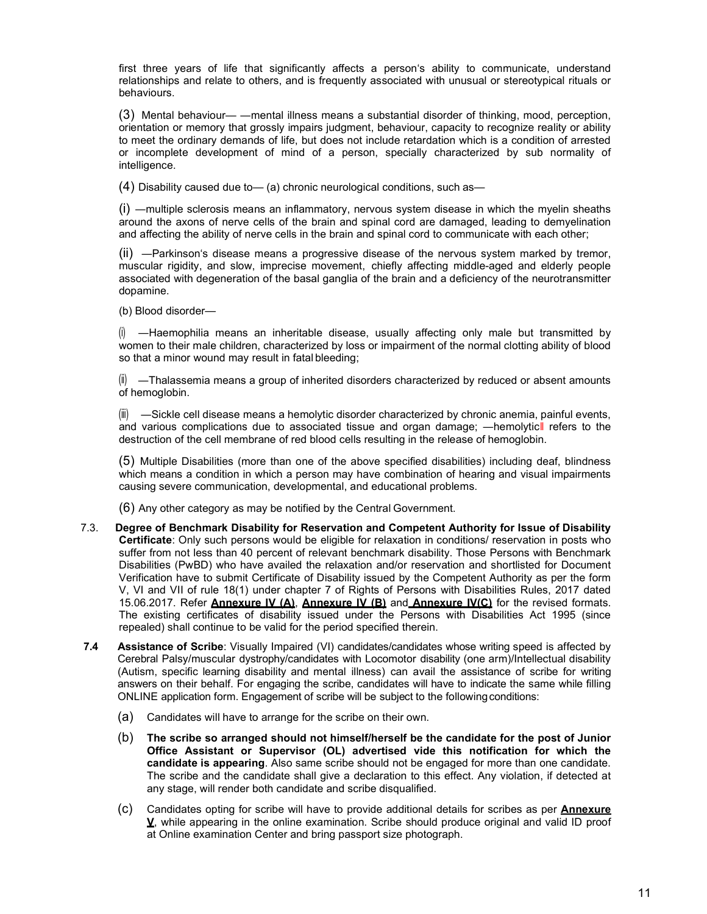first three years of life that significantly affects a person's ability to communicate, understand relationships and relate to others, and is frequently associated with unusual or stereotypical rituals or behaviours.

(3) Mental behaviour— —mental illness means a substantial disorder of thinking, mood, perception, orientation or memory that grossly impairs judgment, behaviour, capacity to recognize reality or ability to meet the ordinary demands of life, but does not include retardation which is a condition of arrested or incomplete development of mind of a person, specially characterized by sub normality of intelligence.

(4) Disability caused due to— (a) chronic neurological conditions, such as—

(i) —multiple sclerosis means an inflammatory, nervous system disease in which the myelin sheaths around the axons of nerve cells of the brain and spinal cord are damaged, leading to demyelination and affecting the ability of nerve cells in the brain and spinal cord to communicate with each other;

(ii) —Parkinson's disease means a progressive disease of the nervous system marked by tremor, muscular rigidity, and slow, imprecise movement, chiefly affecting middle-aged and elderly people associated with degeneration of the basal ganglia of the brain and a deficiency of the neurotransmitter dopamine.

(b) Blood disorder—

(i) —Haemophilia means an inheritable disease, usually affecting only male but transmitted by women to their male children, characterized by loss or impairment of the normal clotting ability of blood so that a minor wound may result in fatal bleeding;

(ii) —Thalassemia means a group of inherited disorders characterized by reduced or absent amounts of hemoglobin.

(iii) —Sickle cell disease means a hemolytic disorder characterized by chronic anemia, painful events, and various complications due to associated tissue and organ damage; —hemolytic‖ refers to the destruction of the cell membrane of red blood cells resulting in the release of hemoglobin.

(5) Multiple Disabilities (more than one of the above specified disabilities) including deaf, blindness which means a condition in which a person may have combination of hearing and visual impairments causing severe communication, developmental, and educational problems.

(6) Any other category as may be notified by the Central Government.

7.3. **Degree of Benchmark Disability for Reservation and Competent Authority for Issue of Disability Certificate**: Only such persons would be eligible for relaxation in conditions/ reservation in posts who suffer from not less than 40 percent of relevant benchmark disability. Those Persons with Benchmark Disabilities (PwBD) who have availed the relaxation and/or reservation and shortlisted for Document Verification have to submit Certificate of Disability issued by the Competent Authority as per the form V, VI and VII of rule 18(1) under chapter 7 of Rights of Persons with Disabilities Rules, 2017 dated 15.06.2017. Refer **Annexure IV (A)**, **Annexure IV (B)** and **Annexure IV(C)** for the revised formats. The existing certificates of disability issued under the Persons with Disabilities Act 1995 (since repealed) shall continue to be valid for the period specified therein.

**7.4** **Assistance of Scribe**: Visually Impaired (VI) candidates/candidates whose writing speed is affected by Cerebral Palsy/muscular dystrophy/candidates with Locomotor disability (one arm)/Intellectual disability (Autism, specific learning disability and mental illness) can avail the assistance of scribe for writing answers on their behalf. For engaging the scribe, candidates will have to indicate the same while filling ONLINE application form. Engagement of scribe will be subject to the following conditions:

(a) Candidates will have to arrange for the scribe on their own.

(b) **The scribe so arranged should not himself/herself be the candidate for the post of Junior Office Assistant or Supervisor (OL) advertised vide this notification for which the candidate is appearing**. Also same scribe should not be engaged for more than one candidate. The scribe and the candidate shall give a declaration to this effect. Any violation, if detected at any stage, will render both candidate and scribe disqualified.

(c) Candidates opting for scribe will have to provide additional details for scribes as per **Annexure V**, while appearing in the online examination. Scribe should produce original and valid ID proof at Online examination Center and bring passport size photograph.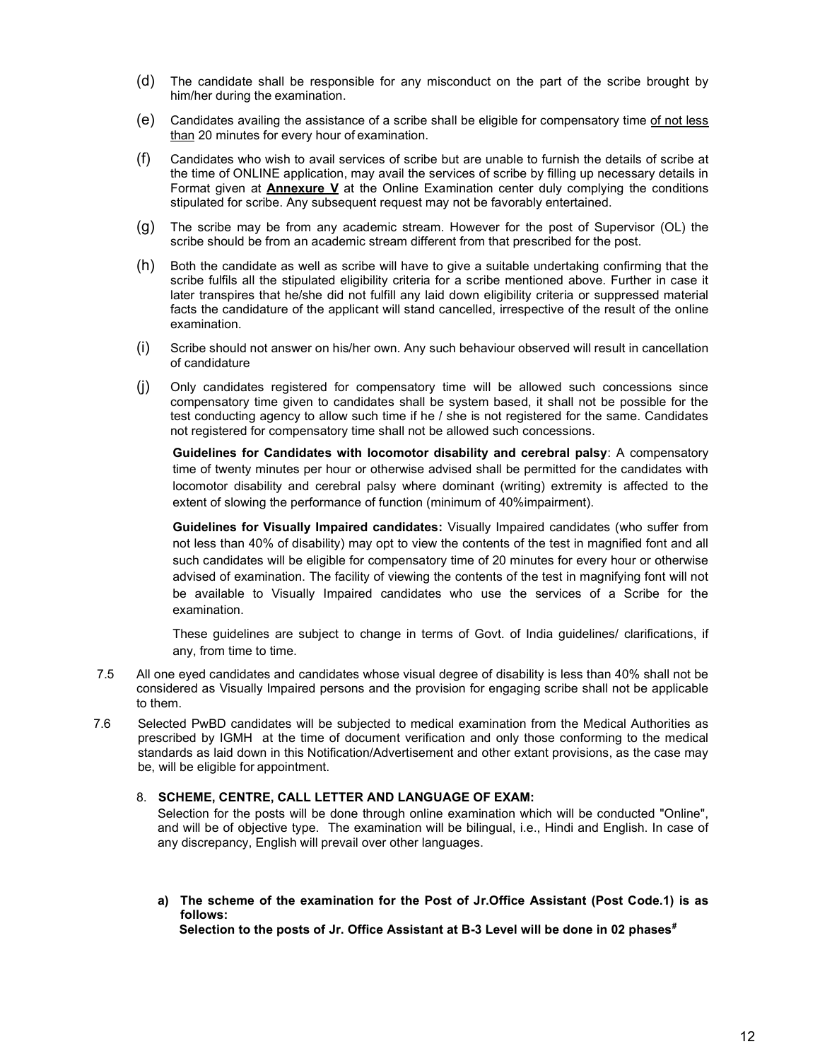(d) The candidate shall be responsible for any misconduct on the part of the scribe brought by him/her during the examination.

(e) Candidates availing the assistance of a scribe shall be eligible for compensatory time of not less than 20 minutes for every hour of examination.

(f) Candidates who wish to avail services of scribe but are unable to furnish the details of scribe at the time of ONLINE application, may avail the services of scribe by filling up necessary details in Format given at **Annexure V** at the Online Examination center duly complying the conditions stipulated for scribe. Any subsequent request may not be favorably entertained.

(g) The scribe may be from any academic stream. However for the post of Supervisor (OL) the scribe should be from an academic stream different from that prescribed for the post.

(h) Both the candidate as well as scribe will have to give a suitable undertaking confirming that the scribe fulfils all the stipulated eligibility criteria for a scribe mentioned above. Further in case it later transpires that he/she did not fulfill any laid down eligibility criteria or suppressed material facts the candidature of the applicant will stand cancelled, irrespective of the result of the online examination.

(i) Scribe should not answer on his/her own. Any such behaviour observed will result in cancellation of candidature

(j) Only candidates registered for compensatory time will be allowed such concessions since compensatory time given to candidates shall be system based, it shall not be possible for the test conducting agency to allow such time if he / she is not registered for the same. Candidates not registered for compensatory time shall not be allowed such concessions.

**Guidelines for Candidates with locomotor disability and cerebral palsy**: A compensatory time of twenty minutes per hour or otherwise advised shall be permitted for the candidates with locomotor disability and cerebral palsy where dominant (writing) extremity is affected to the extent of slowing the performance of function (minimum of 40%impairment).

**Guidelines for Visually Impaired candidates:** Visually Impaired candidates (who suffer from not less than 40% of disability) may opt to view the contents of the test in magnified font and all such candidates will be eligible for compensatory time of 20 minutes for every hour or otherwise advised of examination. The facility of viewing the contents of the test in magnifying font will not be available to Visually Impaired candidates who use the services of a Scribe for the examination.

These guidelines are subject to change in terms of Govt. of India guidelines/ clarifications, if any, from time to time.

7.5 All one eyed candidates and candidates whose visual degree of disability is less than 40% shall not be considered as Visually Impaired persons and the provision for engaging scribe shall not be applicable to them.

7.6 Selected PwBD candidates will be subjected to medical examination from the Medical Authorities as prescribed by IGMH at the time of document verification and only those conforming to the medical standards as laid down in this Notification/Advertisement and other extant provisions, as the case may be, will be eligible for appointment.

8. **SCHEME, CENTRE, CALL LETTER AND LANGUAGE OF EXAM:**

Selection for the posts will be done through online examination which will be conducted "Online", and will be of objective type. The examination will be bilingual, i.e., Hindi and English. In case of any discrepancy, English will prevail over other languages.

**a) The scheme of the examination for the Post of Jr.Office Assistant (Post Code.1) is as follows:**

**Selection to the posts of Jr. Office Assistant at B-3 Level will be done in 02 phases#**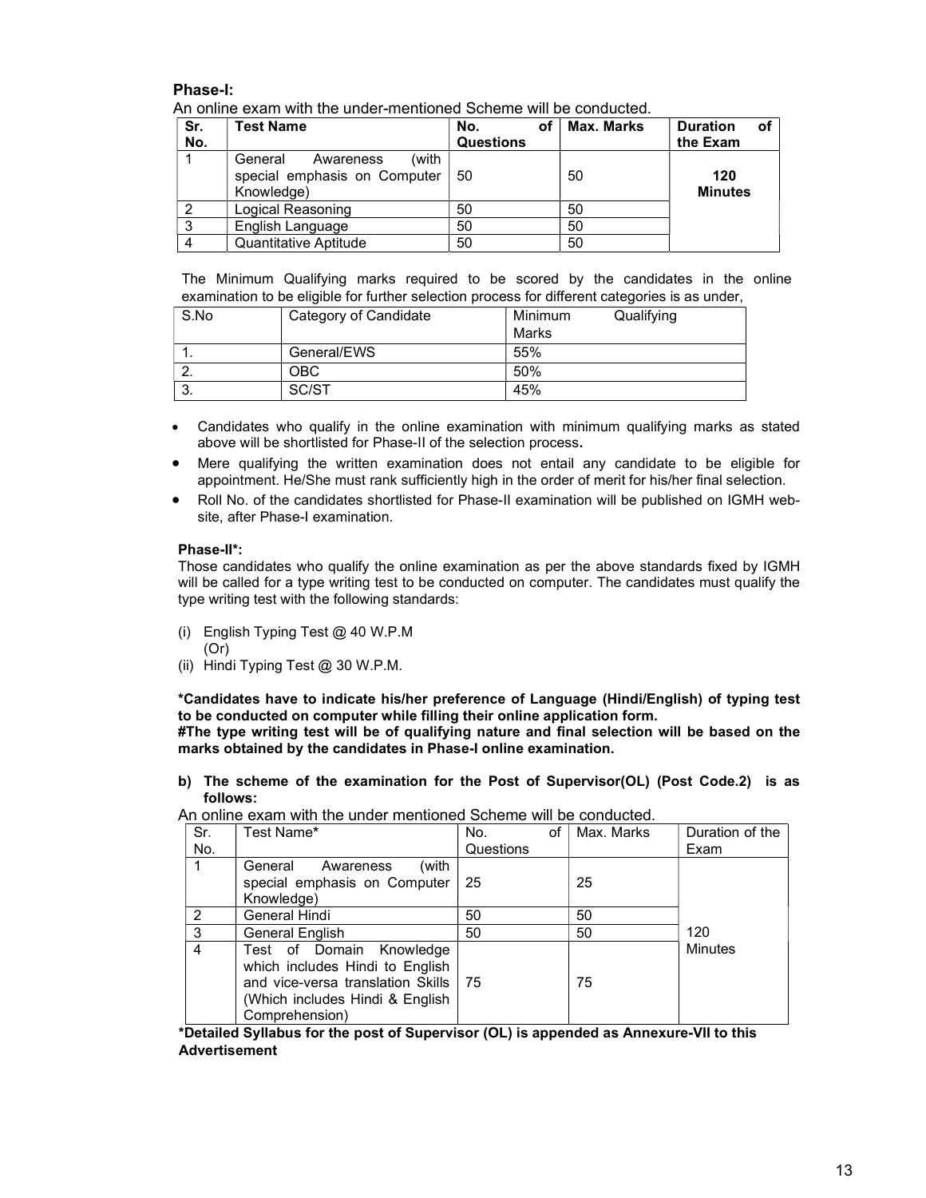**Phase-I:**

An online exam with the under-mentioned Scheme will be conducted.

| Sr. No. | Test Name | No. of Questions | Max. Marks | Duration of the Exam |
|---|---|---|---|---|
| 1 | General Awareness (with special emphasis on Computer Knowledge) | 50 | 50 | **120 Minutes** |
| 2 | Logical Reasoning | 50 | 50 | |
| 3 | English Language | 50 | 50 | |
| 4 | Quantitative Aptitude | 50 | 50 | |

The Minimum Qualifying marks required to be scored by the candidates in the online examination to be eligible for further selection process for different categories is as under,

| S.No | Category of Candidate | Minimum Qualifying Marks |
|---|---|---|
| 1. | General/EWS | 55% |
| 2. | OBC | 50% |
| 3. | SC/ST | 45% |

- Candidates who qualify in the online examination with minimum qualifying marks as stated above will be shortlisted for Phase-II of the selection process**.**
- Mere qualifying the written examination does not entail any candidate to be eligible for appointment. He/She must rank sufficiently high in the order of merit for his/her final selection.
- Roll No. of the candidates shortlisted for Phase-II examination will be published on IGMH web-site, after Phase-I examination.

**Phase-II*:**

Those candidates who qualify the online examination as per the above standards fixed by IGMH will be called for a type writing test to be conducted on computer. The candidates must qualify the type writing test with the following standards:

(i) English Typing Test @ 40 W.P.M
(Or)
(ii) Hindi Typing Test @ 30 W.P.M.

***Candidates have to indicate his/her preference of Language (Hindi/English) of typing test to be conducted on computer while filling their online application form.**

**#The type writing test will be of qualifying nature and final selection will be based on the marks obtained by the candidates in Phase-I online examination.**

**b) The scheme of the examination for the Post of Supervisor(OL) (Post Code.2) is as follows:**

An online exam with the under mentioned Scheme will be conducted.

| Sr. No. | Test Name* | No. of Questions | Max. Marks | Duration of the Exam |
|---|---|---|---|---|
| 1 | General Awareness (with special emphasis on Computer Knowledge) | 25 | 25 | 120 Minutes |
| 2 | General Hindi | 50 | 50 | |
| 3 | General English | 50 | 50 | |
| 4 | Test of Domain Knowledge which includes Hindi to English and vice-versa translation Skills (Which includes Hindi & English Comprehension) | 75 | 75 | |

***Detailed Syllabus for the post of Supervisor (OL) is appended as Annexure-VII to this Advertisement**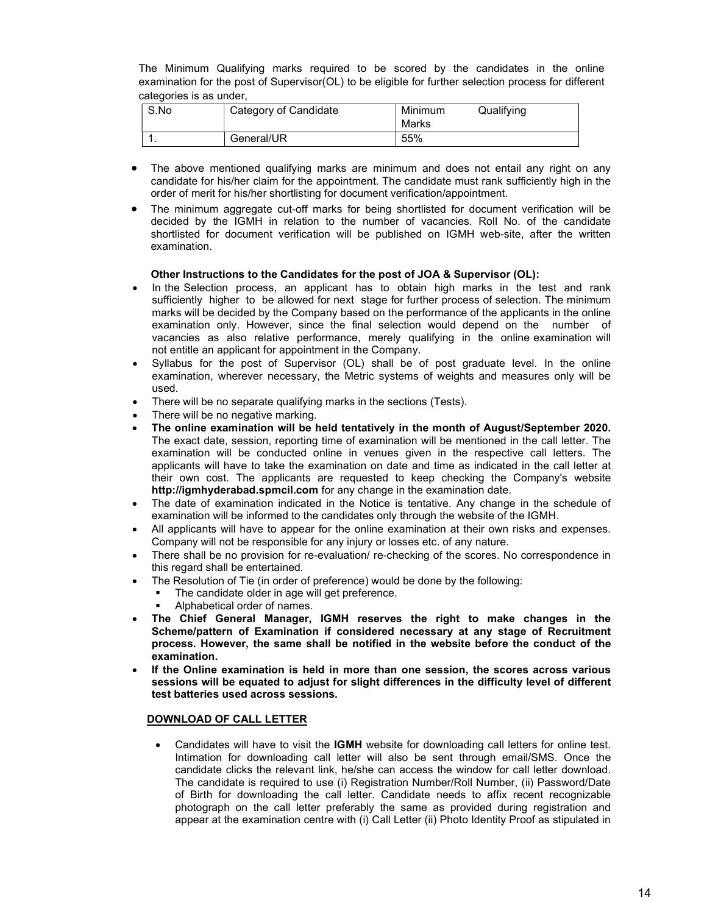The Minimum Qualifying marks required to be scored by the candidates in the online examination for the post of Supervisor(OL) to be eligible for further selection process for different categories is as under,

| S.No | Category of Candidate | Minimum Qualifying Marks |
|---|---|---|
| 1. | General/UR | 55% |

- The above mentioned qualifying marks are minimum and does not entail any right on any candidate for his/her claim for the appointment. The candidate must rank sufficiently high in the order of merit for his/her shortlisting for document verification/appointment.
- The minimum aggregate cut-off marks for being shortlisted for document verification will be decided by the IGMH in relation to the number of vacancies. Roll No. of the candidate shortlisted for document verification will be published on IGMH web-site, after the written examination.

**Other Instructions to the Candidates for the post of JOA & Supervisor (OL):**

- In the Selection process, an applicant has to obtain high marks in the test and rank sufficiently higher to be allowed for next stage for further process of selection. The minimum marks will be decided by the Company based on the performance of the applicants in the online examination only. However, since the final selection would depend on the number of vacancies as also relative performance, merely qualifying in the online examination will not entitle an applicant for appointment in the Company.
- Syllabus for the post of Supervisor (OL) shall be of post graduate level. In the online examination, wherever necessary, the Metric systems of weights and measures only will be used.
- There will be no separate qualifying marks in the sections (Tests).
- There will be no negative marking.
- **The online examination will be held tentatively in the month of August/September 2020.** The exact date, session, reporting time of examination will be mentioned in the call letter. The examination will be conducted online in venues given in the respective call letters. The applicants will have to take the examination on date and time as indicated in the call letter at their own cost. The applicants are requested to keep checking the Company's website **http://igmhyderabad.spmcil.com** for any change in the examination date.
- The date of examination indicated in the Notice is tentative. Any change in the schedule of examination will be informed to the candidates only through the website of the IGMH.
- All applicants will have to appear for the online examination at their own risks and expenses. Company will not be responsible for any injury or losses etc. of any nature.
- There shall be no provision for re-evaluation/ re-checking of the scores. No correspondence in this regard shall be entertained.
- The Resolution of Tie (in order of preference) would be done by the following:
  - The candidate older in age will get preference.
  - Alphabetical order of names.
- **The Chief General Manager, IGMH reserves the right to make changes in the Scheme/pattern of Examination if considered necessary at any stage of Recruitment process. However, the same shall be notified in the website before the conduct of the examination.**
- **If the Online examination is held in more than one session, the scores across various sessions will be equated to adjust for slight differences in the difficulty level of different test batteries used across sessions.**

**DOWNLOAD OF CALL LETTER**

- Candidates will have to visit the **IGMH** website for downloading call letters for online test. Intimation for downloading call letter will also be sent through email/SMS. Once the candidate clicks the relevant link, he/she can access the window for call letter download. The candidate is required to use (i) Registration Number/Roll Number, (ii) Password/Date of Birth for downloading the call letter. Candidate needs to affix recent recognizable photograph on the call letter preferably the same as provided during registration and appear at the examination centre with (i) Call Letter (ii) Photo Identity Proof as stipulated in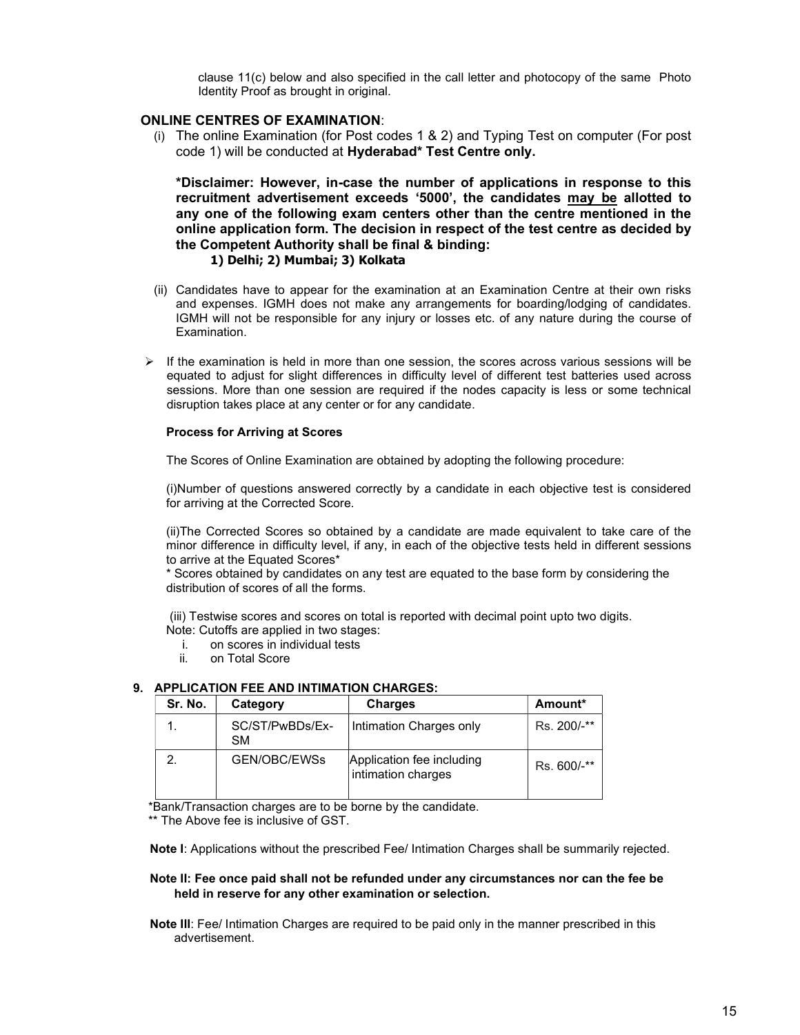clause 11(c) below and also specified in the call letter and photocopy of the same Photo Identity Proof as brought in original.

**ONLINE CENTRES OF EXAMINATION**:

(i) The online Examination (for Post codes 1 & 2) and Typing Test on computer (For post code 1) will be conducted at **Hyderabad* Test Centre only.**

**\*Disclaimer: However, in-case the number of applications in response to this recruitment advertisement exceeds '5000', the candidates <u>may be</u> allotted to any one of the following exam centers other than the centre mentioned in the online application form. The decision in respect of the test centre as decided by the Competent Authority shall be final & binding:**
**1) Delhi; 2) Mumbai; 3) Kolkata**

(ii) Candidates have to appear for the examination at an Examination Centre at their own risks and expenses. IGMH does not make any arrangements for boarding/lodging of candidates. IGMH will not be responsible for any injury or losses etc. of any nature during the course of Examination.

- If the examination is held in more than one session, the scores across various sessions will be equated to adjust for slight differences in difficulty level of different test batteries used across sessions. More than one session are required if the nodes capacity is less or some technical disruption takes place at any center or for any candidate.

**Process for Arriving at Scores**

The Scores of Online Examination are obtained by adopting the following procedure:

(i)Number of questions answered correctly by a candidate in each objective test is considered for arriving at the Corrected Score.

(ii)The Corrected Scores so obtained by a candidate are made equivalent to take care of the minor difference in difficulty level, if any, in each of the objective tests held in different sessions to arrive at the Equated Scores*

\* Scores obtained by candidates on any test are equated to the base form by considering the distribution of scores of all the forms.

(iii) Testwise scores and scores on total is reported with decimal point upto two digits.

Note: Cutoffs are applied in two stages:

i. on scores in individual tests
ii. on Total Score

## 9. APPLICATION FEE AND INTIMATION CHARGES:

| Sr. No. | Category | Charges | Amount* |
|---|---|---|---|
| 1. | SC/ST/PwBDs/Ex-SM | Intimation Charges only | Rs. 200/-** |
| 2. | GEN/OBC/EWSs | Application fee including intimation charges | Rs. 600/-** |

\*Bank/Transaction charges are to be borne by the candidate.
\*\* The Above fee is inclusive of GST.

**Note I**: Applications without the prescribed Fee/ Intimation Charges shall be summarily rejected.

**Note II: Fee once paid shall not be refunded under any circumstances nor can the fee be held in reserve for any other examination or selection.**

**Note III**: Fee/ Intimation Charges are required to be paid only in the manner prescribed in this advertisement.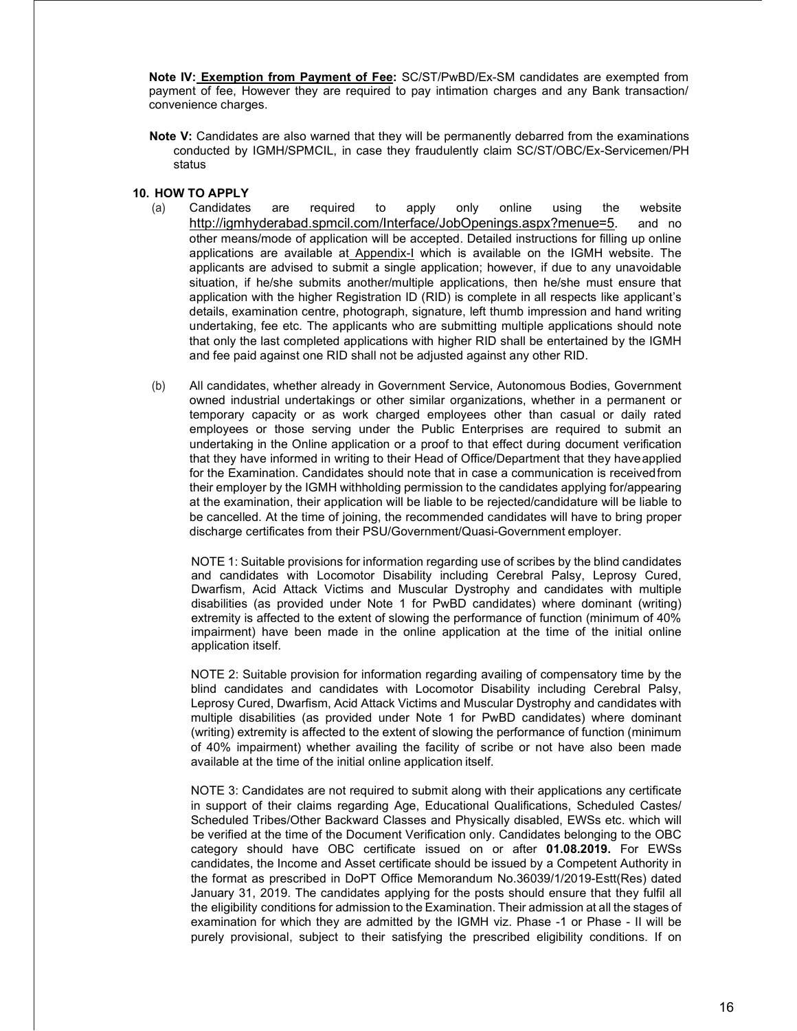**Note IV: Exemption from Payment of Fee:** SC/ST/PwBD/Ex-SM candidates are exempted from payment of fee, However they are required to pay intimation charges and any Bank transaction/ convenience charges.

**Note V:** Candidates are also warned that they will be permanently debarred from the examinations conducted by IGMH/SPMCIL, in case they fraudulently claim SC/ST/OBC/Ex-Servicemen/PH status

**10. HOW TO APPLY**

(a) Candidates are required to apply only online using the website http://igmhyderabad.spmcil.com/Interface/JobOpenings.aspx?menue=5. and no other means/mode of application will be accepted. Detailed instructions for filling up online applications are available at Appendix-I which is available on the IGMH website. The applicants are advised to submit a single application; however, if due to any unavoidable situation, if he/she submits another/multiple applications, then he/she must ensure that application with the higher Registration ID (RID) is complete in all respects like applicant's details, examination centre, photograph, signature, left thumb impression and hand writing undertaking, fee etc. The applicants who are submitting multiple applications should note that only the last completed applications with higher RID shall be entertained by the IGMH and fee paid against one RID shall not be adjusted against any other RID.

(b) All candidates, whether already in Government Service, Autonomous Bodies, Government owned industrial undertakings or other similar organizations, whether in a permanent or temporary capacity or as work charged employees other than casual or daily rated employees or those serving under the Public Enterprises are required to submit an undertaking in the Online application or a proof to that effect during document verification that they have informed in writing to their Head of Office/Department that they have applied for the Examination. Candidates should note that in case a communication is received from their employer by the IGMH withholding permission to the candidates applying for/appearing at the examination, their application will be liable to be rejected/candidature will be liable to be cancelled. At the time of joining, the recommended candidates will have to bring proper discharge certificates from their PSU/Government/Quasi-Government employer.

NOTE 1: Suitable provisions for information regarding use of scribes by the blind candidates and candidates with Locomotor Disability including Cerebral Palsy, Leprosy Cured, Dwarfism, Acid Attack Victims and Muscular Dystrophy and candidates with multiple disabilities (as provided under Note 1 for PwBD candidates) where dominant (writing) extremity is affected to the extent of slowing the performance of function (minimum of 40% impairment) have been made in the online application at the time of the initial online application itself.

NOTE 2: Suitable provision for information regarding availing of compensatory time by the blind candidates and candidates with Locomotor Disability including Cerebral Palsy, Leprosy Cured, Dwarfism, Acid Attack Victims and Muscular Dystrophy and candidates with multiple disabilities (as provided under Note 1 for PwBD candidates) where dominant (writing) extremity is affected to the extent of slowing the performance of function (minimum of 40% impairment) whether availing the facility of scribe or not have also been made available at the time of the initial online application itself.

NOTE 3: Candidates are not required to submit along with their applications any certificate in support of their claims regarding Age, Educational Qualifications, Scheduled Castes/ Scheduled Tribes/Other Backward Classes and Physically disabled, EWSs etc. which will be verified at the time of the Document Verification only. Candidates belonging to the OBC category should have OBC certificate issued on or after **01.08.2019.** For EWSs candidates, the Income and Asset certificate should be issued by a Competent Authority in the format as prescribed in DoPT Office Memorandum No.36039/1/2019-Estt(Res) dated January 31, 2019. The candidates applying for the posts should ensure that they fulfil all the eligibility conditions for admission to the Examination. Their admission at all the stages of examination for which they are admitted by the IGMH viz. Phase -1 or Phase - II will be purely provisional, subject to their satisfying the prescribed eligibility conditions. If on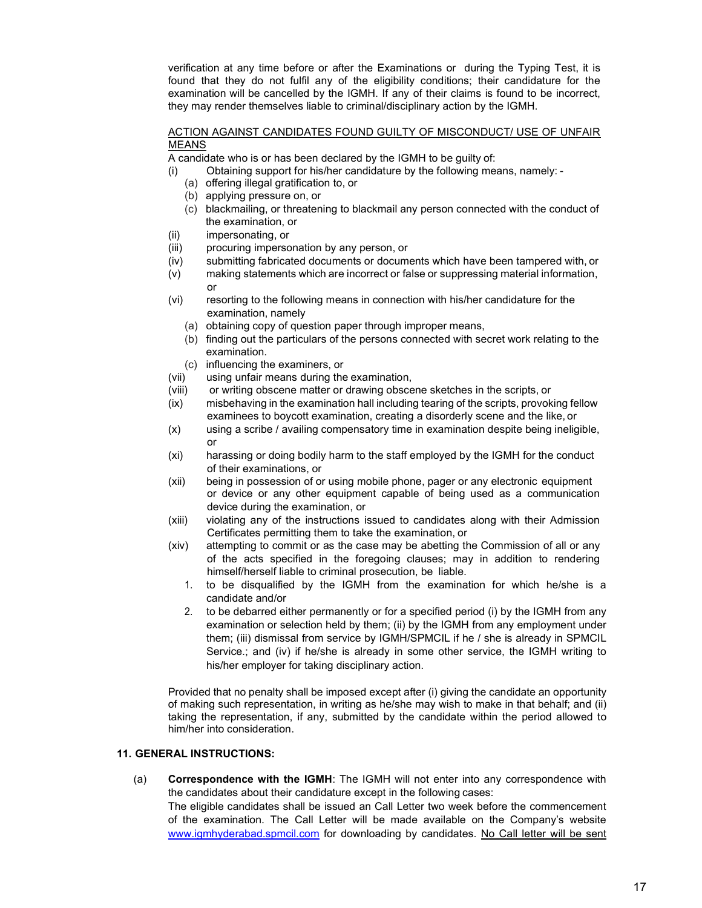verification at any time before or after the Examinations or during the Typing Test, it is found that they do not fulfil any of the eligibility conditions; their candidature for the examination will be cancelled by the IGMH. If any of their claims is found to be incorrect, they may render themselves liable to criminal/disciplinary action by the IGMH.

<u>ACTION AGAINST CANDIDATES FOUND GUILTY OF MISCONDUCT/ USE OF UNFAIR MEANS</u>

A candidate who is or has been declared by the IGMH to be guilty of:

(i) Obtaining support for his/her candidature by the following means, namely: -
  - (a) offering illegal gratification to, or
  - (b) applying pressure on, or
  - (c) blackmailing, or threatening to blackmail any person connected with the conduct of the examination, or

(ii) impersonating, or

(iii) procuring impersonation by any person, or

(iv) submitting fabricated documents or documents which have been tampered with, or

(v) making statements which are incorrect or false or suppressing material information, or

(vi) resorting to the following means in connection with his/her candidature for the examination, namely
  - (a) obtaining copy of question paper through improper means,
  - (b) finding out the particulars of the persons connected with secret work relating to the examination.
  - (c) influencing the examiners, or

(vii) using unfair means during the examination,

(viii) or writing obscene matter or drawing obscene sketches in the scripts, or

(ix) misbehaving in the examination hall including tearing of the scripts, provoking fellow examinees to boycott examination, creating a disorderly scene and the like, or

(x) using a scribe / availing compensatory time in examination despite being ineligible, or

(xi) harassing or doing bodily harm to the staff employed by the IGMH for the conduct of their examinations, or

(xii) being in possession of or using mobile phone, pager or any electronic equipment or device or any other equipment capable of being used as a communication device during the examination, or

(xiii) violating any of the instructions issued to candidates along with their Admission Certificates permitting them to take the examination, or

(xiv) attempting to commit or as the case may be abetting the Commission of all or any of the acts specified in the foregoing clauses; may in addition to rendering himself/herself liable to criminal prosecution, be liable.

1. to be disqualified by the IGMH from the examination for which he/she is a candidate and/or
2. to be debarred either permanently or for a specified period (i) by the IGMH from any examination or selection held by them; (ii) by the IGMH from any employment under them; (iii) dismissal from service by IGMH/SPMCIL if he / she is already in SPMCIL Service.; and (iv) if he/she is already in some other service, the IGMH writing to his/her employer for taking disciplinary action.

Provided that no penalty shall be imposed except after (i) giving the candidate an opportunity of making such representation, in writing as he/she may wish to make in that behalf; and (ii) taking the representation, if any, submitted by the candidate within the period allowed to him/her into consideration.

## 11. GENERAL INSTRUCTIONS:

(a) **Correspondence with the IGMH**: The IGMH will not enter into any correspondence with the candidates about their candidature except in the following cases:

The eligible candidates shall be issued an Call Letter two week before the commencement of the examination. The Call Letter will be made available on the Company's website www.igmhyderabad.spmcil.com for downloading by candidates. <u>No Call letter will be sent</u>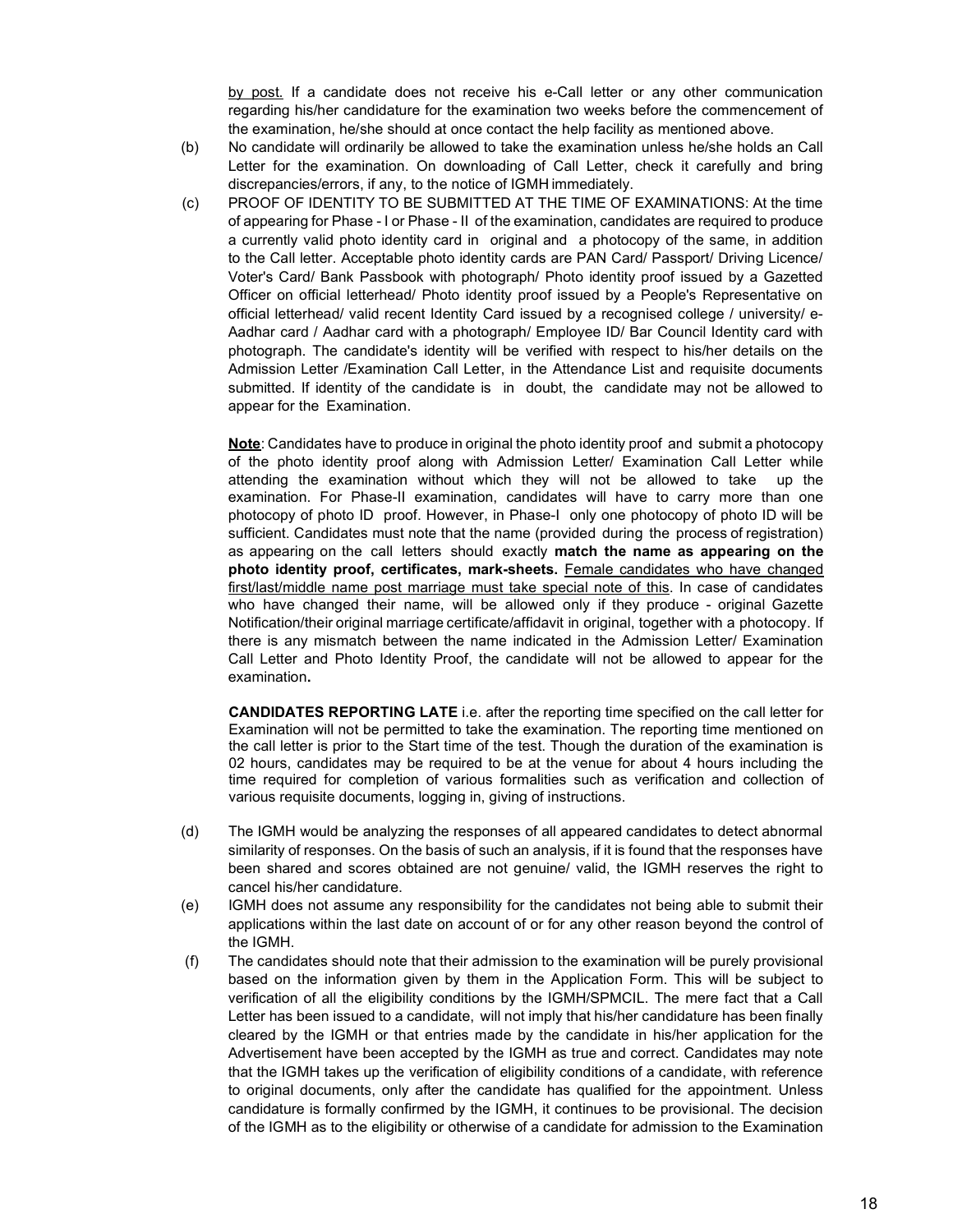by post. If a candidate does not receive his e-Call letter or any other communication regarding his/her candidature for the examination two weeks before the commencement of the examination, he/she should at once contact the help facility as mentioned above.

(b) No candidate will ordinarily be allowed to take the examination unless he/she holds an Call Letter for the examination. On downloading of Call Letter, check it carefully and bring discrepancies/errors, if any, to the notice of IGMH immediately.

(c) PROOF OF IDENTITY TO BE SUBMITTED AT THE TIME OF EXAMINATIONS: At the time of appearing for Phase - I or Phase - II of the examination, candidates are required to produce a currently valid photo identity card in original and a photocopy of the same, in addition to the Call letter. Acceptable photo identity cards are PAN Card/ Passport/ Driving Licence/ Voter's Card/ Bank Passbook with photograph/ Photo identity proof issued by a Gazetted Officer on official letterhead/ Photo identity proof issued by a People's Representative on official letterhead/ valid recent Identity Card issued by a recognised college / university/ e-Aadhar card / Aadhar card with a photograph/ Employee ID/ Bar Council Identity card with photograph. The candidate's identity will be verified with respect to his/her details on the Admission Letter /Examination Call Letter, in the Attendance List and requisite documents submitted. If identity of the candidate is in doubt, the candidate may not be allowed to appear for the Examination.

**Note**: Candidates have to produce in original the photo identity proof and submit a photocopy of the photo identity proof along with Admission Letter/ Examination Call Letter while attending the examination without which they will not be allowed to take up the examination. For Phase-II examination, candidates will have to carry more than one photocopy of photo ID proof. However, in Phase-I only one photocopy of photo ID will be sufficient. Candidates must note that the name (provided during the process of registration) as appearing on the call letters should exactly **match the name as appearing on the photo identity proof, certificates, mark-sheets.** Female candidates who have changed first/last/middle name post marriage must take special note of this. In case of candidates who have changed their name, will be allowed only if they produce - original Gazette Notification/their original marriage certificate/affidavit in original, together with a photocopy. If there is any mismatch between the name indicated in the Admission Letter/ Examination Call Letter and Photo Identity Proof, the candidate will not be allowed to appear for the examination**.**

**CANDIDATES REPORTING LATE** i.e. after the reporting time specified on the call letter for Examination will not be permitted to take the examination. The reporting time mentioned on the call letter is prior to the Start time of the test. Though the duration of the examination is 02 hours, candidates may be required to be at the venue for about 4 hours including the time required for completion of various formalities such as verification and collection of various requisite documents, logging in, giving of instructions.

(d) The IGMH would be analyzing the responses of all appeared candidates to detect abnormal similarity of responses. On the basis of such an analysis, if it is found that the responses have been shared and scores obtained are not genuine/ valid, the IGMH reserves the right to cancel his/her candidature.

(e) IGMH does not assume any responsibility for the candidates not being able to submit their applications within the last date on account of or for any other reason beyond the control of the IGMH.

(f) The candidates should note that their admission to the examination will be purely provisional based on the information given by them in the Application Form. This will be subject to verification of all the eligibility conditions by the IGMH/SPMCIL. The mere fact that a Call Letter has been issued to a candidate, will not imply that his/her candidature has been finally cleared by the IGMH or that entries made by the candidate in his/her application for the Advertisement have been accepted by the IGMH as true and correct. Candidates may note that the IGMH takes up the verification of eligibility conditions of a candidate, with reference to original documents, only after the candidate has qualified for the appointment. Unless candidature is formally confirmed by the IGMH, it continues to be provisional. The decision of the IGMH as to the eligibility or otherwise of a candidate for admission to the Examination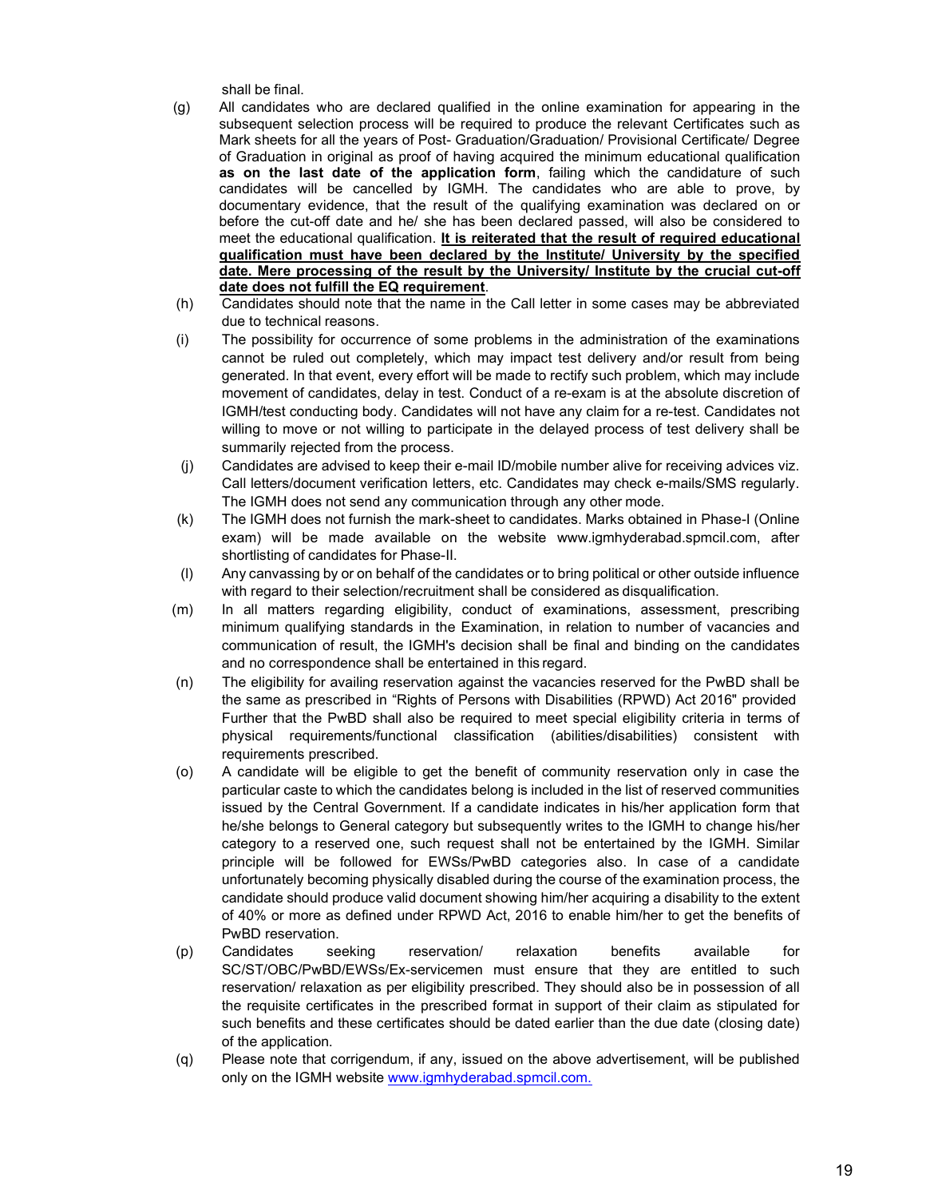shall be final.

(g) All candidates who are declared qualified in the online examination for appearing in the subsequent selection process will be required to produce the relevant Certificates such as Mark sheets for all the years of Post- Graduation/Graduation/ Provisional Certificate/ Degree of Graduation in original as proof of having acquired the minimum educational qualification **as on the last date of the application form**, failing which the candidature of such candidates will be cancelled by IGMH. The candidates who are able to prove, by documentary evidence, that the result of the qualifying examination was declared on or before the cut-off date and he/ she has been declared passed, will also be considered to meet the educational qualification. **<u>It is reiterated that the result of required educational qualification must have been declared by the Institute/ University by the specified date. Mere processing of the result by the University/ Institute by the crucial cut-off date does not fulfill the EQ requirement</u>**.

(h) Candidates should note that the name in the Call letter in some cases may be abbreviated due to technical reasons.

(i) The possibility for occurrence of some problems in the administration of the examinations cannot be ruled out completely, which may impact test delivery and/or result from being generated. In that event, every effort will be made to rectify such problem, which may include movement of candidates, delay in test. Conduct of a re-exam is at the absolute discretion of IGMH/test conducting body. Candidates will not have any claim for a re-test. Candidates not willing to move or not willing to participate in the delayed process of test delivery shall be summarily rejected from the process.

(j) Candidates are advised to keep their e-mail ID/mobile number alive for receiving advices viz. Call letters/document verification letters, etc. Candidates may check e-mails/SMS regularly. The IGMH does not send any communication through any other mode.

(k) The IGMH does not furnish the mark-sheet to candidates. Marks obtained in Phase-I (Online exam) will be made available on the website www.igmhyderabad.spmcil.com, after shortlisting of candidates for Phase-II.

(l) Any canvassing by or on behalf of the candidates or to bring political or other outside influence with regard to their selection/recruitment shall be considered as disqualification.

(m) In all matters regarding eligibility, conduct of examinations, assessment, prescribing minimum qualifying standards in the Examination, in relation to number of vacancies and communication of result, the IGMH's decision shall be final and binding on the candidates and no correspondence shall be entertained in this regard.

(n) The eligibility for availing reservation against the vacancies reserved for the PwBD shall be the same as prescribed in "Rights of Persons with Disabilities (RPWD) Act 2016" provided Further that the PwBD shall also be required to meet special eligibility criteria in terms of physical requirements/functional classification (abilities/disabilities) consistent with requirements prescribed.

(o) A candidate will be eligible to get the benefit of community reservation only in case the particular caste to which the candidates belong is included in the list of reserved communities issued by the Central Government. If a candidate indicates in his/her application form that he/she belongs to General category but subsequently writes to the IGMH to change his/her category to a reserved one, such request shall not be entertained by the IGMH. Similar principle will be followed for EWSs/PwBD categories also. In case of a candidate unfortunately becoming physically disabled during the course of the examination process, the candidate should produce valid document showing him/her acquiring a disability to the extent of 40% or more as defined under RPWD Act, 2016 to enable him/her to get the benefits of PwBD reservation.

(p) Candidates seeking reservation/ relaxation benefits available for SC/ST/OBC/PwBD/EWSs/Ex-servicemen must ensure that they are entitled to such reservation/ relaxation as per eligibility prescribed. They should also be in possession of all the requisite certificates in the prescribed format in support of their claim as stipulated for such benefits and these certificates should be dated earlier than the due date (closing date) of the application.

(q) Please note that corrigendum, if any, issued on the above advertisement, will be published only on the IGMH website [www.igmhyderabad.spmcil.com.](www.igmhyderabad.spmcil.com)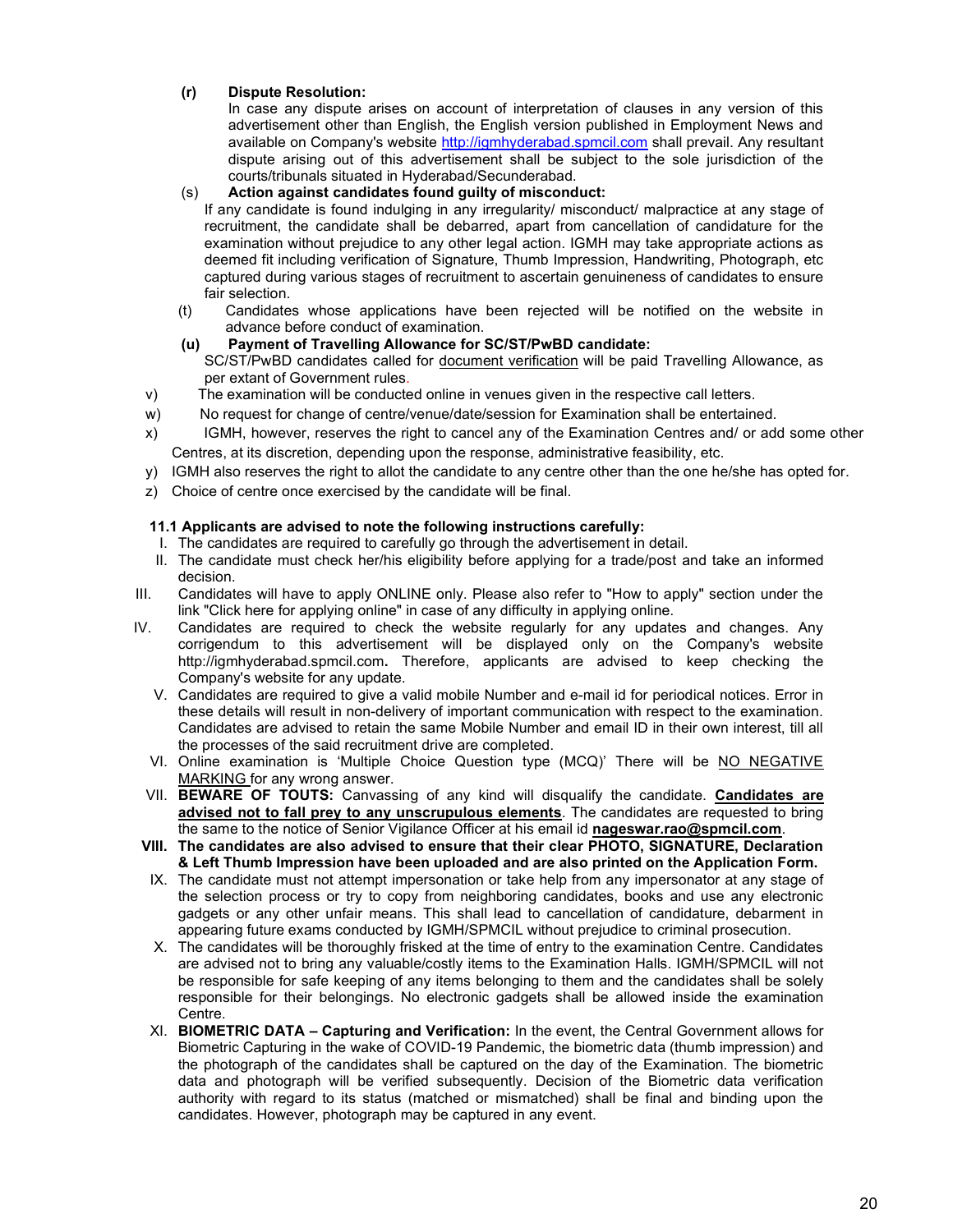**(r) Dispute Resolution:**

In case any dispute arises on account of interpretation of clauses in any version of this advertisement other than English, the English version published in Employment News and available on Company's website http://igmhyderabad.spmcil.com shall prevail. Any resultant dispute arising out of this advertisement shall be subject to the sole jurisdiction of the courts/tribunals situated in Hyderabad/Secunderabad.

(s) **Action against candidates found guilty of misconduct:**

If any candidate is found indulging in any irregularity/ misconduct/ malpractice at any stage of recruitment, the candidate shall be debarred, apart from cancellation of candidature for the examination without prejudice to any other legal action. IGMH may take appropriate actions as deemed fit including verification of Signature, Thumb Impression, Handwriting, Photograph, etc captured during various stages of recruitment to ascertain genuineness of candidates to ensure fair selection.

(t) Candidates whose applications have been rejected will be notified on the website in advance before conduct of examination.

**(u) Payment of Travelling Allowance for SC/ST/PwBD candidate:**

SC/ST/PwBD candidates called for <u>document verification</u> will be paid Travelling Allowance, as per extant of Government rules.

v) The examination will be conducted online in venues given in the respective call letters.

w) No request for change of centre/venue/date/session for Examination shall be entertained.

x) IGMH, however, reserves the right to cancel any of the Examination Centres and/ or add some other Centres, at its discretion, depending upon the response, administrative feasibility, etc.

y) IGMH also reserves the right to allot the candidate to any centre other than the one he/she has opted for.

z) Choice of centre once exercised by the candidate will be final.

**11.1 Applicants are advised to note the following instructions carefully:**

I. The candidates are required to carefully go through the advertisement in detail.

II. The candidate must check her/his eligibility before applying for a trade/post and take an informed decision.

III. Candidates will have to apply ONLINE only. Please also refer to "How to apply" section under the link "Click here for applying online" in case of any difficulty in applying online.

IV. Candidates are required to check the website regularly for any updates and changes. Any corrigendum to this advertisement will be displayed only on the Company's website http://igmhyderabad.spmcil.com**.** Therefore, applicants are advised to keep checking the Company's website for any update.

V. Candidates are required to give a valid mobile Number and e-mail id for periodical notices. Error in these details will result in non-delivery of important communication with respect to the examination. Candidates are advised to retain the same Mobile Number and email ID in their own interest, till all the processes of the said recruitment drive are completed.

VI. Online examination is 'Multiple Choice Question type (MCQ)' There will be <u>NO NEGATIVE MARKING</u> for any wrong answer.

VII. **BEWARE OF TOUTS:** Canvassing of any kind will disqualify the candidate. **<u>Candidates are advised not to fall prey to any unscrupulous elements</u>**. The candidates are requested to bring the same to the notice of Senior Vigilance Officer at his email id **<u>nageswar.rao@spmcil.com</u>**.

**VIII. The candidates are also advised to ensure that their clear PHOTO, SIGNATURE, Declaration & Left Thumb Impression have been uploaded and are also printed on the Application Form.**

IX. The candidate must not attempt impersonation or take help from any impersonator at any stage of the selection process or try to copy from neighboring candidates, books and use any electronic gadgets or any other unfair means. This shall lead to cancellation of candidature, debarment in appearing future exams conducted by IGMH/SPMCIL without prejudice to criminal prosecution.

X. The candidates will be thoroughly frisked at the time of entry to the examination Centre. Candidates are advised not to bring any valuable/costly items to the Examination Halls. IGMH/SPMCIL will not be responsible for safe keeping of any items belonging to them and the candidates shall be solely responsible for their belongings. No electronic gadgets shall be allowed inside the examination Centre.

XI. **BIOMETRIC DATA – Capturing and Verification:** In the event, the Central Government allows for Biometric Capturing in the wake of COVID-19 Pandemic, the biometric data (thumb impression) and the photograph of the candidates shall be captured on the day of the Examination. The biometric data and photograph will be verified subsequently. Decision of the Biometric data verification authority with regard to its status (matched or mismatched) shall be final and binding upon the candidates. However, photograph may be captured in any event.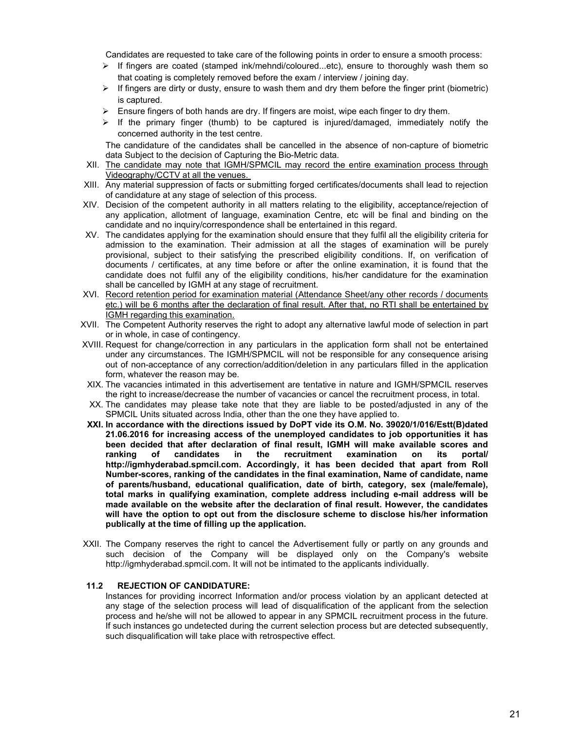Candidates are requested to take care of the following points in order to ensure a smooth process:

- If fingers are coated (stamped ink/mehndi/coloured...etc), ensure to thoroughly wash them so that coating is completely removed before the exam / interview / joining day.
- If fingers are dirty or dusty, ensure to wash them and dry them before the finger print (biometric) is captured.
- Ensure fingers of both hands are dry. If fingers are moist, wipe each finger to dry them.
- If the primary finger (thumb) to be captured is injured/damaged, immediately notify the concerned authority in the test centre.

The candidature of the candidates shall be cancelled in the absence of non-capture of biometric data Subject to the decision of Capturing the Bio-Metric data.

XII. The candidate may note that IGMH/SPMCIL may record the entire examination process through Videography/CCTV at all the venues.

XIII. Any material suppression of facts or submitting forged certificates/documents shall lead to rejection of candidature at any stage of selection of this process.

XIV. Decision of the competent authority in all matters relating to the eligibility, acceptance/rejection of any application, allotment of language, examination Centre, etc will be final and binding on the candidate and no inquiry/correspondence shall be entertained in this regard.

XV. The candidates applying for the examination should ensure that they fulfil all the eligibility criteria for admission to the examination. Their admission at all the stages of examination will be purely provisional, subject to their satisfying the prescribed eligibility conditions. If, on verification of documents / certificates, at any time before or after the online examination, it is found that the candidate does not fulfil any of the eligibility conditions, his/her candidature for the examination shall be cancelled by IGMH at any stage of recruitment.

XVI. Record retention period for examination material (Attendance Sheet/any other records / documents etc.) will be 6 months after the declaration of final result. After that, no RTI shall be entertained by IGMH regarding this examination.

XVII. The Competent Authority reserves the right to adopt any alternative lawful mode of selection in part or in whole, in case of contingency.

XVIII. Request for change/correction in any particulars in the application form shall not be entertained under any circumstances. The IGMH/SPMCIL will not be responsible for any consequence arising out of non-acceptance of any correction/addition/deletion in any particulars filled in the application form, whatever the reason may be.

XIX. The vacancies intimated in this advertisement are tentative in nature and IGMH/SPMCIL reserves the right to increase/decrease the number of vacancies or cancel the recruitment process, in total.

XX. The candidates may please take note that they are liable to be posted/adjusted in any of the SPMCIL Units situated across India, other than the one they have applied to.

**XXI. In accordance with the directions issued by DoPT vide its O.M. No. 39020/1/016/Estt(B)dated 21.06.2016 for increasing access of the unemployed candidates to job opportunities it has been decided that after declaration of final result, IGMH will make available scores and ranking of candidates in the recruitment examination on its portal/ http://igmhyderabad.spmcil.com. Accordingly, it has been decided that apart from Roll Number-scores, ranking of the candidates in the final examination, Name of candidate, name of parents/husband, educational qualification, date of birth, category, sex (male/female), total marks in qualifying examination, complete address including e-mail address will be made available on the website after the declaration of final result. However, the candidates will have the option to opt out from the disclosure scheme to disclose his/her information publically at the time of filling up the application.**

XXII. The Company reserves the right to cancel the Advertisement fully or partly on any grounds and such decision of the Company will be displayed only on the Company's website http://igmhyderabad.spmcil.com. It will not be intimated to the applicants individually.

### 11.2 REJECTION OF CANDIDATURE:

Instances for providing incorrect Information and/or process violation by an applicant detected at any stage of the selection process will lead of disqualification of the applicant from the selection process and he/she will not be allowed to appear in any SPMCIL recruitment process in the future. If such instances go undetected during the current selection process but are detected subsequently, such disqualification will take place with retrospective effect.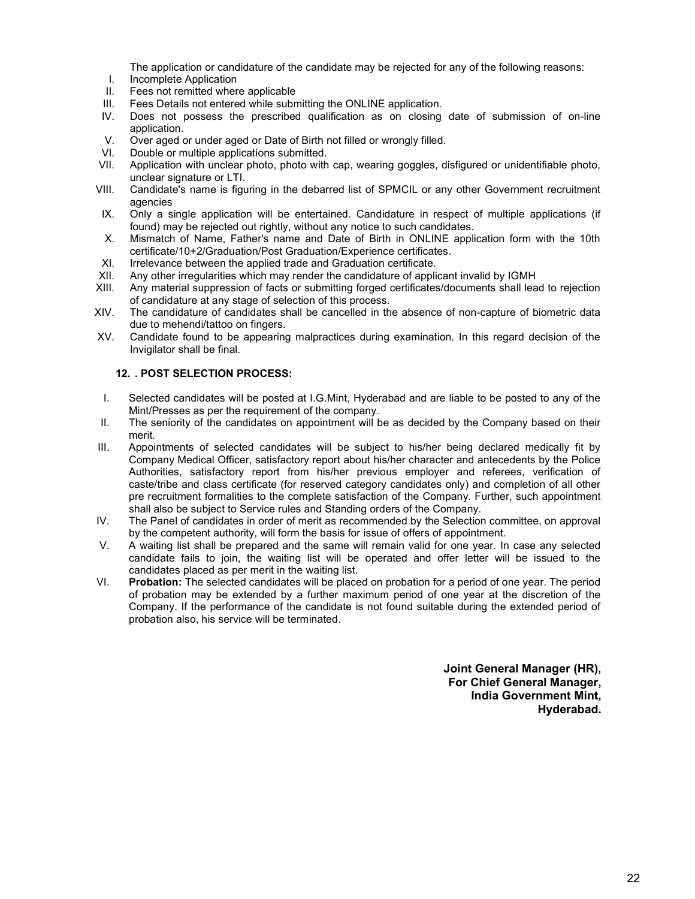The application or candidature of the candidate may be rejected for any of the following reasons:

I. Incomplete Application
II. Fees not remitted where applicable
III. Fees Details not entered while submitting the ONLINE application.
IV. Does not possess the prescribed qualification as on closing date of submission of on-line application.
V. Over aged or under aged or Date of Birth not filled or wrongly filled.
VI. Double or multiple applications submitted.
VII. Application with unclear photo, photo with cap, wearing goggles, disfigured or unidentifiable photo, unclear signature or LTI.
VIII. Candidate's name is figuring in the debarred list of SPMCIL or any other Government recruitment agencies
IX. Only a single application will be entertained. Candidature in respect of multiple applications (if found) may be rejected out rightly, without any notice to such candidates.
X. Mismatch of Name, Father's name and Date of Birth in ONLINE application form with the 10th certificate/10+2/Graduation/Post Graduation/Experience certificates.
XI. Irrelevance between the applied trade and Graduation certificate.
XII. Any other irregularities which may render the candidature of applicant invalid by IGMH
XIII. Any material suppression of facts or submitting forged certificates/documents shall lead to rejection of candidature at any stage of selection of this process.
XIV. The candidature of candidates shall be cancelled in the absence of non-capture of biometric data due to mehendi/tattoo on fingers.
XV. Candidate found to be appearing malpractices during examination. In this regard decision of the Invigilator shall be final.

### 12. . POST SELECTION PROCESS:

I. Selected candidates will be posted at I.G.Mint, Hyderabad and are liable to be posted to any of the Mint/Presses as per the requirement of the company.
II. The seniority of the candidates on appointment will be as decided by the Company based on their merit.
III. Appointments of selected candidates will be subject to his/her being declared medically fit by Company Medical Officer, satisfactory report about his/her character and antecedents by the Police Authorities, satisfactory report from his/her previous employer and referees, verification of caste/tribe and class certificate (for reserved category candidates only) and completion of all other pre recruitment formalities to the complete satisfaction of the Company. Further, such appointment shall also be subject to Service rules and Standing orders of the Company.
IV. The Panel of candidates in order of merit as recommended by the Selection committee, on approval by the competent authority, will form the basis for issue of offers of appointment.
V. A waiting list shall be prepared and the same will remain valid for one year. In case any selected candidate fails to join, the waiting list will be operated and offer letter will be issued to the candidates placed as per merit in the waiting list.
VI. **Probation:** The selected candidates will be placed on probation for a period of one year. The period of probation may be extended by a further maximum period of one year at the discretion of the Company. If the performance of the candidate is not found suitable during the extended period of probation also, his service will be terminated.

**Joint General Manager (HR),**
**For Chief General Manager,**
**India Government Mint,**
**Hyderabad.**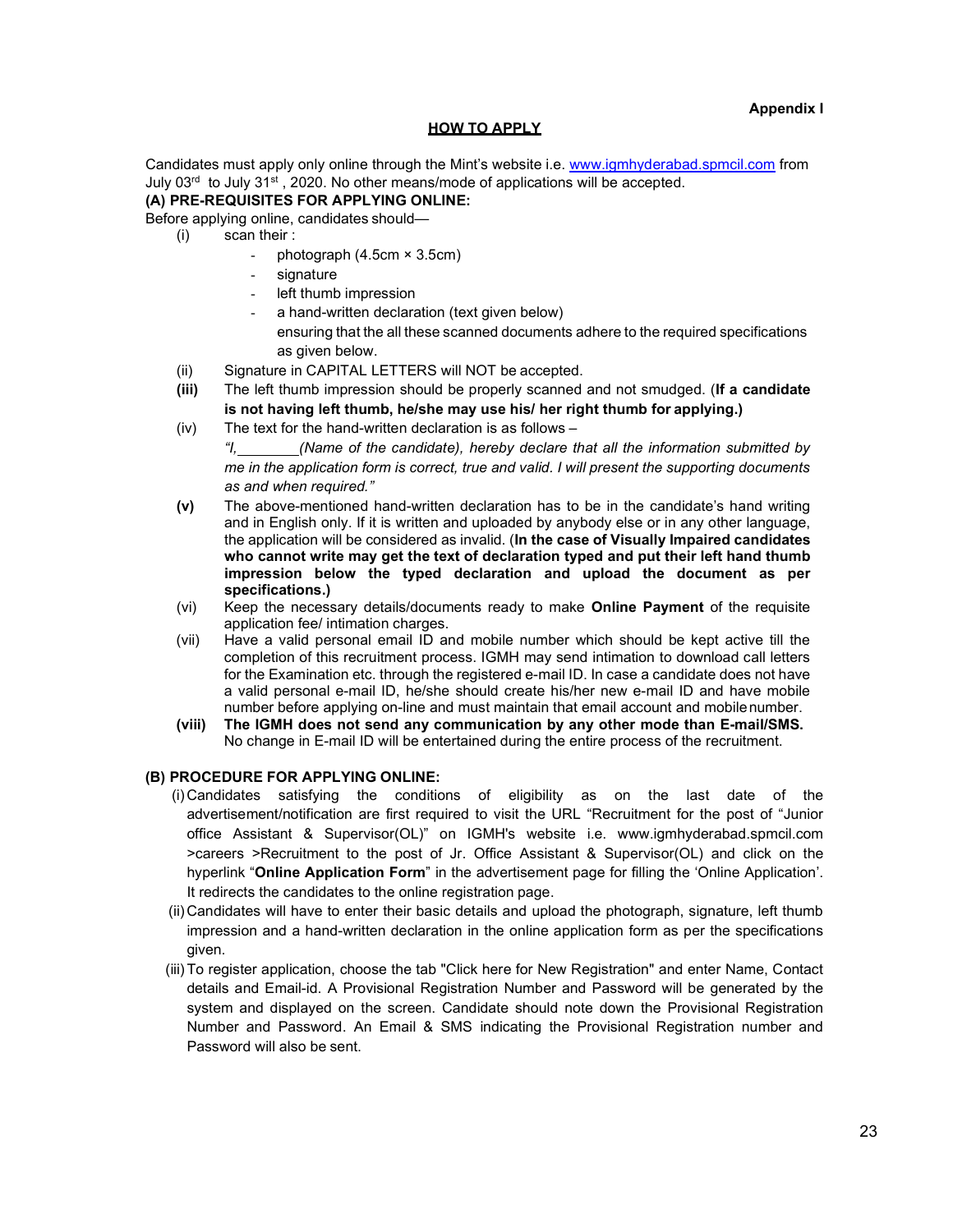**Appendix I**

## HOW TO APPLY

Candidates must apply only online through the Mint's website i.e. www.igmhyderabad.spmcil.com from July 03rd to July 31st , 2020. No other means/mode of applications will be accepted.

**(A) PRE-REQUISITES FOR APPLYING ONLINE:**

Before applying online, candidates should—

(i) scan their :
  - photograph (4.5cm × 3.5cm)
  - signature
  - left thumb impression
  - a hand-written declaration (text given below)

  ensuring that the all these scanned documents adhere to the required specifications as given below.

(ii) Signature in CAPITAL LETTERS will NOT be accepted.

**(iii)** The left thumb impression should be properly scanned and not smudged. (**If a candidate is not having left thumb, he/she may use his/ her right thumb for applying.)**

(iv) The text for the hand-written declaration is as follows –

*"I,\_\_\_\_\_\_\_\_(Name of the candidate), hereby declare that all the information submitted by me in the application form is correct, true and valid. I will present the supporting documents as and when required."*

**(v)** The above-mentioned hand-written declaration has to be in the candidate's hand writing and in English only. If it is written and uploaded by anybody else or in any other language, the application will be considered as invalid. (**In the case of Visually Impaired candidates who cannot write may get the text of declaration typed and put their left hand thumb impression below the typed declaration and upload the document as per specifications.)**

(vi) Keep the necessary details/documents ready to make **Online Payment** of the requisite application fee/ intimation charges.

(vii) Have a valid personal email ID and mobile number which should be kept active till the completion of this recruitment process. IGMH may send intimation to download call letters for the Examination etc. through the registered e-mail ID. In case a candidate does not have a valid personal e-mail ID, he/she should create his/her new e-mail ID and have mobile number before applying on-line and must maintain that email account and mobile number.

**(viii) The IGMH does not send any communication by any other mode than E-mail/SMS.** No change in E-mail ID will be entertained during the entire process of the recruitment.

**(B) PROCEDURE FOR APPLYING ONLINE:**

(i) Candidates satisfying the conditions of eligibility as on the last date of the advertisement/notification are first required to visit the URL "Recruitment for the post of "Junior office Assistant & Supervisor(OL)" on IGMH's website i.e. www.igmhyderabad.spmcil.com >careers >Recruitment to the post of Jr. Office Assistant & Supervisor(OL) and click on the hyperlink "**Online Application Form**" in the advertisement page for filling the 'Online Application'. It redirects the candidates to the online registration page.

(ii) Candidates will have to enter their basic details and upload the photograph, signature, left thumb impression and a hand-written declaration in the online application form as per the specifications given.

(iii) To register application, choose the tab "Click here for New Registration" and enter Name, Contact details and Email-id. A Provisional Registration Number and Password will be generated by the system and displayed on the screen. Candidate should note down the Provisional Registration Number and Password. An Email & SMS indicating the Provisional Registration number and Password will also be sent.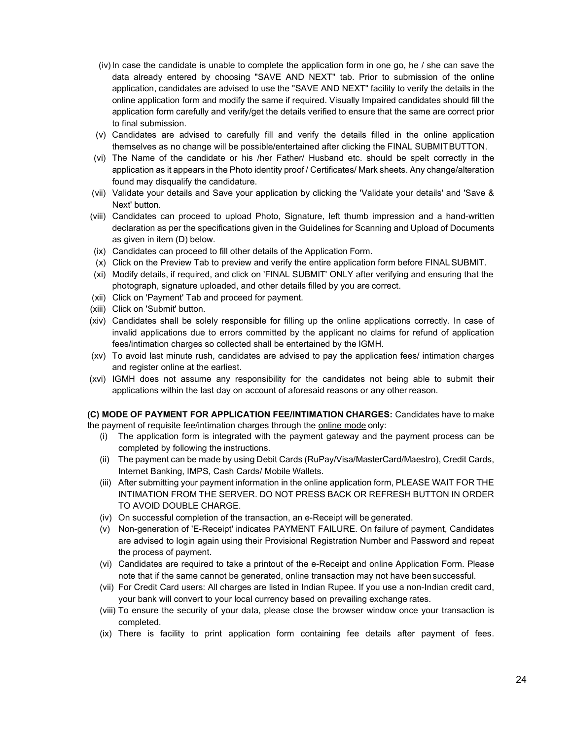(iv) In case the candidate is unable to complete the application form in one go, he / she can save the data already entered by choosing "SAVE AND NEXT" tab. Prior to submission of the online application, candidates are advised to use the "SAVE AND NEXT" facility to verify the details in the online application form and modify the same if required. Visually Impaired candidates should fill the application form carefully and verify/get the details verified to ensure that the same are correct prior to final submission.

(v) Candidates are advised to carefully fill and verify the details filled in the online application themselves as no change will be possible/entertained after clicking the FINAL SUBMIT BUTTON.

(vi) The Name of the candidate or his /her Father/ Husband etc. should be spelt correctly in the application as it appears in the Photo identity proof / Certificates/ Mark sheets. Any change/alteration found may disqualify the candidature.

(vii) Validate your details and Save your application by clicking the 'Validate your details' and 'Save & Next' button.

(viii) Candidates can proceed to upload Photo, Signature, left thumb impression and a hand-written declaration as per the specifications given in the Guidelines for Scanning and Upload of Documents as given in item (D) below.

(ix) Candidates can proceed to fill other details of the Application Form.

(x) Click on the Preview Tab to preview and verify the entire application form before FINAL SUBMIT.

(xi) Modify details, if required, and click on 'FINAL SUBMIT' ONLY after verifying and ensuring that the photograph, signature uploaded, and other details filled by you are correct.

(xii) Click on 'Payment' Tab and proceed for payment.

(xiii) Click on 'Submit' button.

(xiv) Candidates shall be solely responsible for filling up the online applications correctly. In case of invalid applications due to errors committed by the applicant no claims for refund of application fees/intimation charges so collected shall be entertained by the IGMH.

(xv) To avoid last minute rush, candidates are advised to pay the application fees/ intimation charges and register online at the earliest.

(xvi) IGMH does not assume any responsibility for the candidates not being able to submit their applications within the last day on account of aforesaid reasons or any other reason.

**(C) MODE OF PAYMENT FOR APPLICATION FEE/INTIMATION CHARGES:** Candidates have to make the payment of requisite fee/intimation charges through the online mode only:

(i) The application form is integrated with the payment gateway and the payment process can be completed by following the instructions.

(ii) The payment can be made by using Debit Cards (RuPay/Visa/MasterCard/Maestro), Credit Cards, Internet Banking, IMPS, Cash Cards/ Mobile Wallets.

(iii) After submitting your payment information in the online application form, PLEASE WAIT FOR THE INTIMATION FROM THE SERVER. DO NOT PRESS BACK OR REFRESH BUTTON IN ORDER TO AVOID DOUBLE CHARGE.

(iv) On successful completion of the transaction, an e-Receipt will be generated.

(v) Non-generation of 'E-Receipt' indicates PAYMENT FAILURE. On failure of payment, Candidates are advised to login again using their Provisional Registration Number and Password and repeat the process of payment.

(vi) Candidates are required to take a printout of the e-Receipt and online Application Form. Please note that if the same cannot be generated, online transaction may not have been successful.

(vii) For Credit Card users: All charges are listed in Indian Rupee. If you use a non-Indian credit card, your bank will convert to your local currency based on prevailing exchange rates.

(viii) To ensure the security of your data, please close the browser window once your transaction is completed.

(ix) There is facility to print application form containing fee details after payment of fees.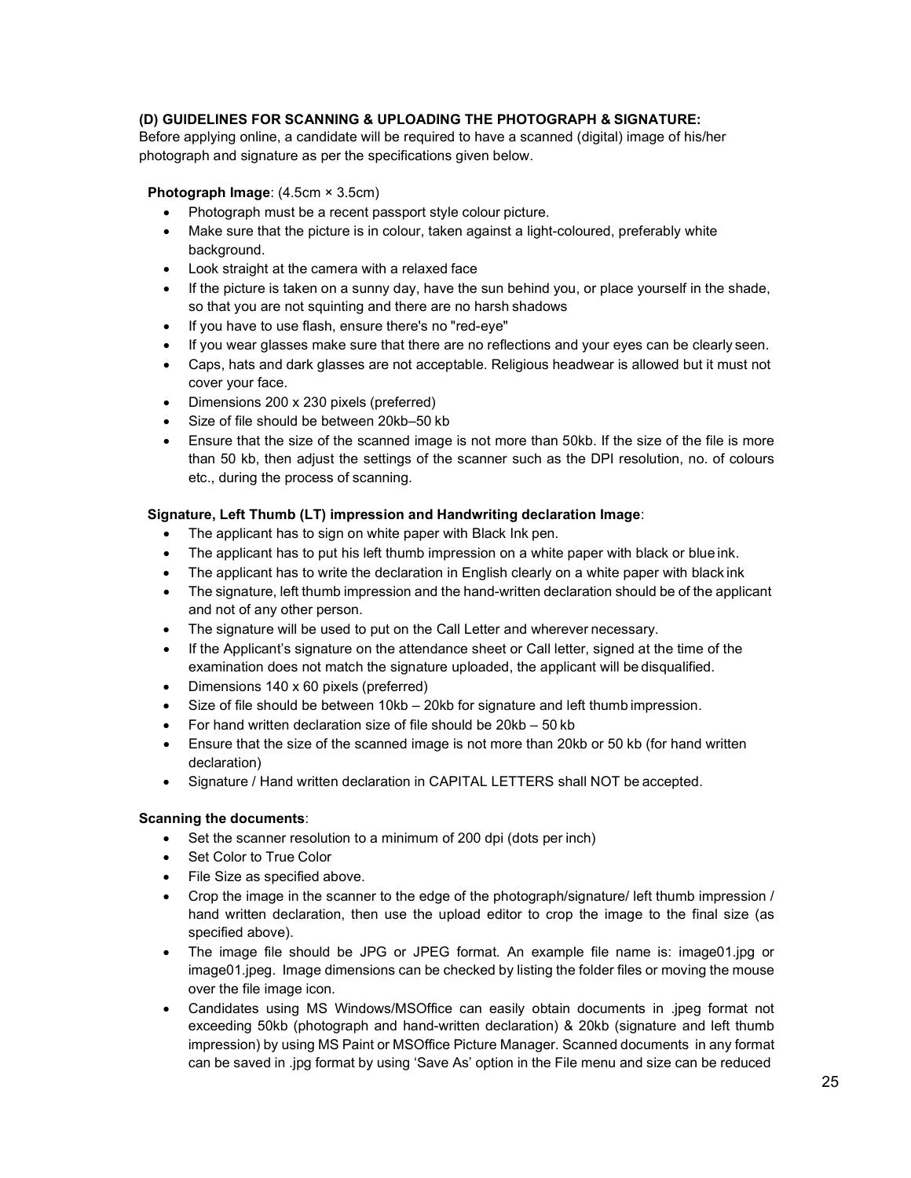**(D) GUIDELINES FOR SCANNING & UPLOADING THE PHOTOGRAPH & SIGNATURE:**

Before applying online, a candidate will be required to have a scanned (digital) image of his/her photograph and signature as per the specifications given below.

**Photograph Image**: (4.5cm × 3.5cm)

- Photograph must be a recent passport style colour picture.
- Make sure that the picture is in colour, taken against a light-coloured, preferably white background.
- Look straight at the camera with a relaxed face
- If the picture is taken on a sunny day, have the sun behind you, or place yourself in the shade, so that you are not squinting and there are no harsh shadows
- If you have to use flash, ensure there's no "red-eye"
- If you wear glasses make sure that there are no reflections and your eyes can be clearly seen.
- Caps, hats and dark glasses are not acceptable. Religious headwear is allowed but it must not cover your face.
- Dimensions 200 x 230 pixels (preferred)
- Size of file should be between 20kb–50 kb
- Ensure that the size of the scanned image is not more than 50kb. If the size of the file is more than 50 kb, then adjust the settings of the scanner such as the DPI resolution, no. of colours etc., during the process of scanning.

**Signature, Left Thumb (LT) impression and Handwriting declaration Image**:

- The applicant has to sign on white paper with Black Ink pen.
- The applicant has to put his left thumb impression on a white paper with black or blue ink.
- The applicant has to write the declaration in English clearly on a white paper with black ink
- The signature, left thumb impression and the hand-written declaration should be of the applicant and not of any other person.
- The signature will be used to put on the Call Letter and wherever necessary.
- If the Applicant's signature on the attendance sheet or Call letter, signed at the time of the examination does not match the signature uploaded, the applicant will be disqualified.
- Dimensions 140 x 60 pixels (preferred)
- Size of file should be between 10kb – 20kb for signature and left thumb impression.
- For hand written declaration size of file should be 20kb – 50 kb
- Ensure that the size of the scanned image is not more than 20kb or 50 kb (for hand written declaration)
- Signature / Hand written declaration in CAPITAL LETTERS shall NOT be accepted.

**Scanning the documents**:

- Set the scanner resolution to a minimum of 200 dpi (dots per inch)
- Set Color to True Color
- File Size as specified above.
- Crop the image in the scanner to the edge of the photograph/signature/ left thumb impression / hand written declaration, then use the upload editor to crop the image to the final size (as specified above).
- The image file should be JPG or JPEG format. An example file name is: image01.jpg or image01.jpeg. Image dimensions can be checked by listing the folder files or moving the mouse over the file image icon.
- Candidates using MS Windows/MSOffice can easily obtain documents in .jpeg format not exceeding 50kb (photograph and hand-written declaration) & 20kb (signature and left thumb impression) by using MS Paint or MSOffice Picture Manager. Scanned documents in any format can be saved in .jpg format by using 'Save As' option in the File menu and size can be reduced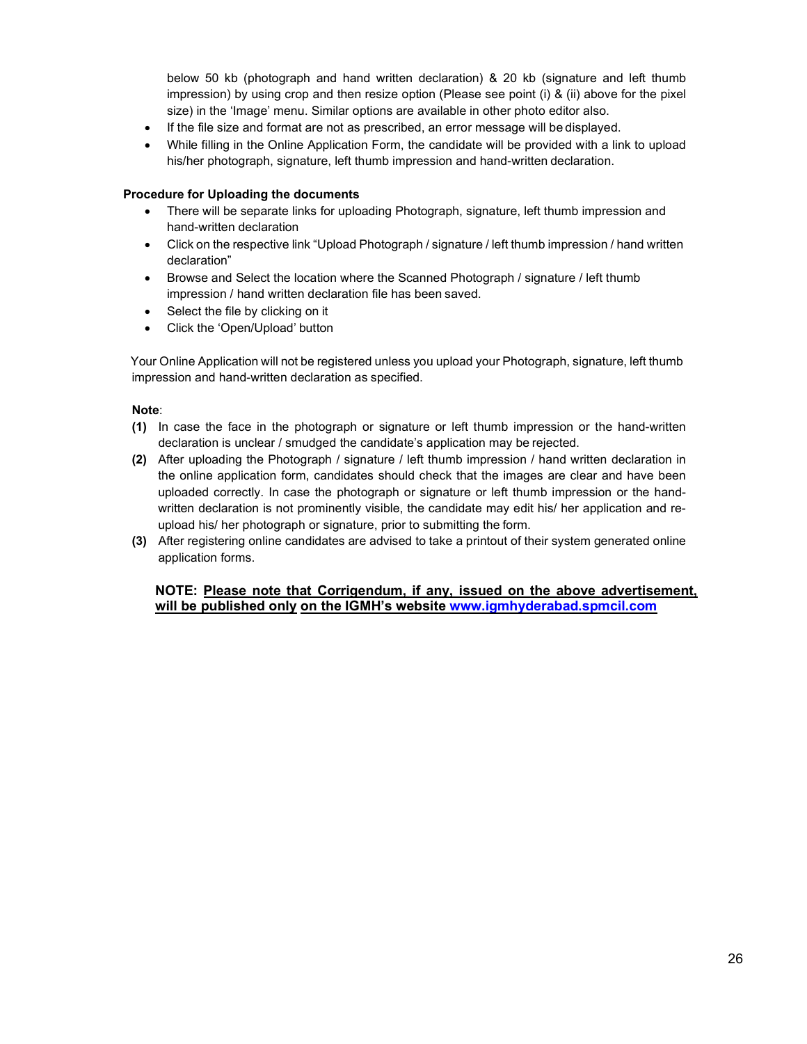below 50 kb (photograph and hand written declaration) & 20 kb (signature and left thumb impression) by using crop and then resize option (Please see point (i) & (ii) above for the pixel size) in the 'Image' menu. Similar options are available in other photo editor also.

- If the file size and format are not as prescribed, an error message will be displayed.
- While filling in the Online Application Form, the candidate will be provided with a link to upload his/her photograph, signature, left thumb impression and hand-written declaration.

**Procedure for Uploading the documents**

- There will be separate links for uploading Photograph, signature, left thumb impression and hand-written declaration
- Click on the respective link "Upload Photograph / signature / left thumb impression / hand written declaration"
- Browse and Select the location where the Scanned Photograph / signature / left thumb impression / hand written declaration file has been saved.
- Select the file by clicking on it
- Click the 'Open/Upload' button

Your Online Application will not be registered unless you upload your Photograph, signature, left thumb impression and hand-written declaration as specified.

**Note**:

**(1)** In case the face in the photograph or signature or left thumb impression or the hand-written declaration is unclear / smudged the candidate's application may be rejected.

**(2)** After uploading the Photograph / signature / left thumb impression / hand written declaration in the online application form, candidates should check that the images are clear and have been uploaded correctly. In case the photograph or signature or left thumb impression or the hand-written declaration is not prominently visible, the candidate may edit his/ her application and re-upload his/ her photograph or signature, prior to submitting the form.

**(3)** After registering online candidates are advised to take a printout of their system generated online application forms.

**NOTE: Please note that Corrigendum, if any, issued on the above advertisement, will be published only on the IGMH's website www.igmhyderabad.spmcil.com**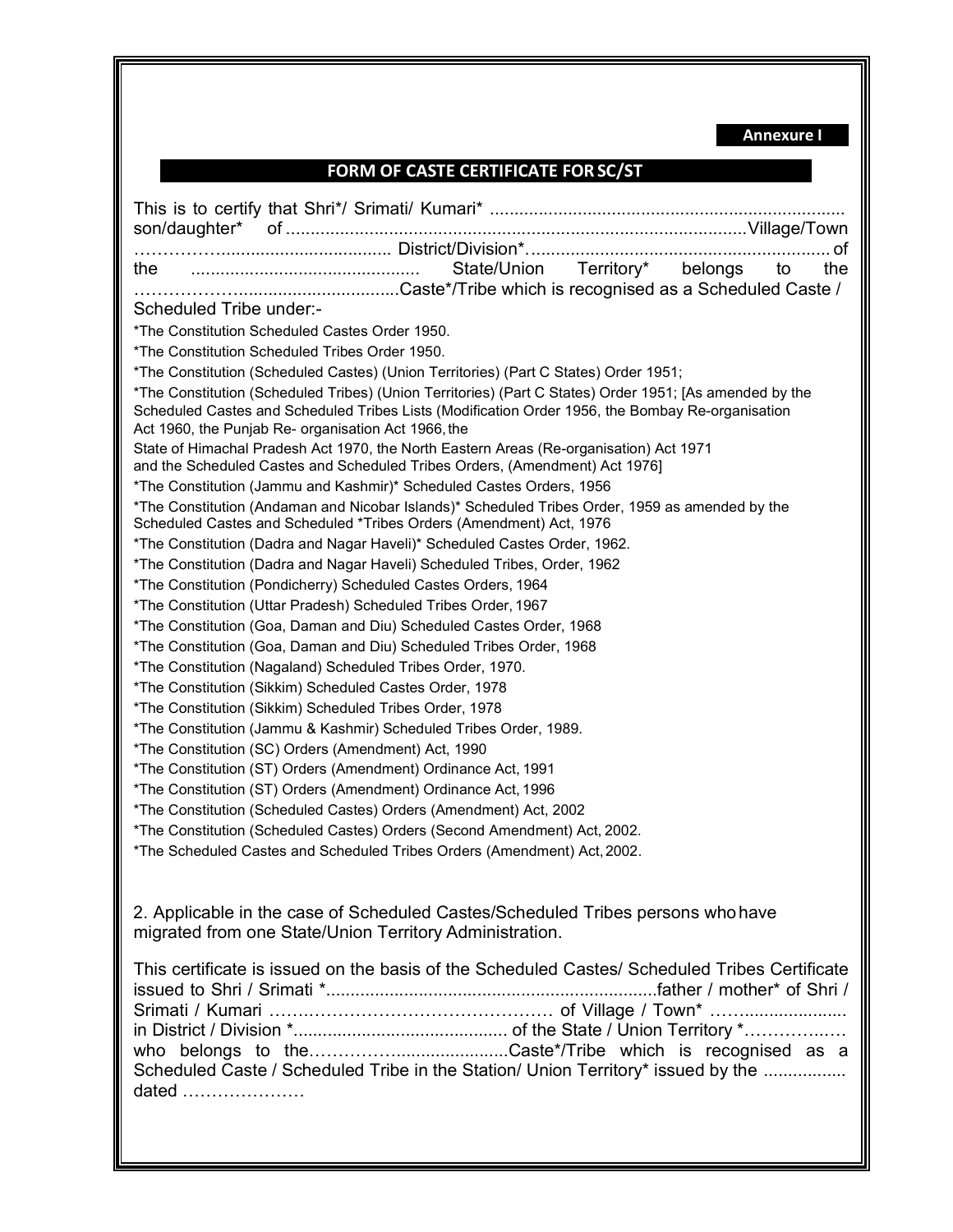**Annexure I**

## FORM OF CASTE CERTIFICATE FOR SC/ST

This is to certify that Shri*/ Srimati/ Kumari* ........................................................................ son/daughter* of ............................................................................................Village/Town ……………................................... District/Division*……..................................................... of the .............................................. State/Union Territory* belongs to the ………………...............................Caste*/Tribe which is recognised as a Scheduled Caste / Scheduled Tribe under:-

*The Constitution Scheduled Castes Order 1950.

*The Constitution Scheduled Tribes Order 1950.

*The Constitution (Scheduled Castes) (Union Territories) (Part C States) Order 1951;

*The Constitution (Scheduled Tribes) (Union Territories) (Part C States) Order 1951; [As amended by the Scheduled Castes and Scheduled Tribes Lists (Modification Order 1956, the Bombay Re-organisation Act 1960, the Punjab Re- organisation Act 1966, the State of Himachal Pradesh Act 1970, the North Eastern Areas (Re-organisation) Act 1971 and the Scheduled Castes and Scheduled Tribes Orders, (Amendment) Act 1976]

*The Constitution (Jammu and Kashmir)* Scheduled Castes Orders, 1956

*The Constitution (Andaman and Nicobar Islands)* Scheduled Tribes Order, 1959 as amended by the Scheduled Castes and Scheduled *Tribes Orders (Amendment) Act, 1976

*The Constitution (Dadra and Nagar Haveli)* Scheduled Castes Order, 1962.

*The Constitution (Dadra and Nagar Haveli) Scheduled Tribes, Order, 1962

*The Constitution (Pondicherry) Scheduled Castes Orders, 1964

*The Constitution (Uttar Pradesh) Scheduled Tribes Order, 1967

*The Constitution (Goa, Daman and Diu) Scheduled Castes Order, 1968

*The Constitution (Goa, Daman and Diu) Scheduled Tribes Order, 1968

*The Constitution (Nagaland) Scheduled Tribes Order, 1970.

*The Constitution (Sikkim) Scheduled Castes Order, 1978

*The Constitution (Sikkim) Scheduled Tribes Order, 1978

*The Constitution (Jammu & Kashmir) Scheduled Tribes Order, 1989.

*The Constitution (SC) Orders (Amendment) Act, 1990

*The Constitution (ST) Orders (Amendment) Ordinance Act, 1991

*The Constitution (ST) Orders (Amendment) Ordinance Act, 1996

*The Constitution (Scheduled Castes) Orders (Amendment) Act, 2002

*The Constitution (Scheduled Castes) Orders (Second Amendment) Act, 2002.

*The Scheduled Castes and Scheduled Tribes Orders (Amendment) Act, 2002.

2. Applicable in the case of Scheduled Castes/Scheduled Tribes persons who have migrated from one State/Union Territory Administration.

This certificate is issued on the basis of the Scheduled Castes/ Scheduled Tribes Certificate issued to Shri / Srimati *...................................................................father / mother* of Shri / Srimati / Kumari ……..…………………………………… of Village / Town* ……..................... in District / Division *........................................... of the State / Union Territory *…………..…. who belongs to the…………….....................Caste*/Tribe which is recognised as a Scheduled Caste / Scheduled Tribe in the Station/ Union Territory* issued by the ................. dated …………………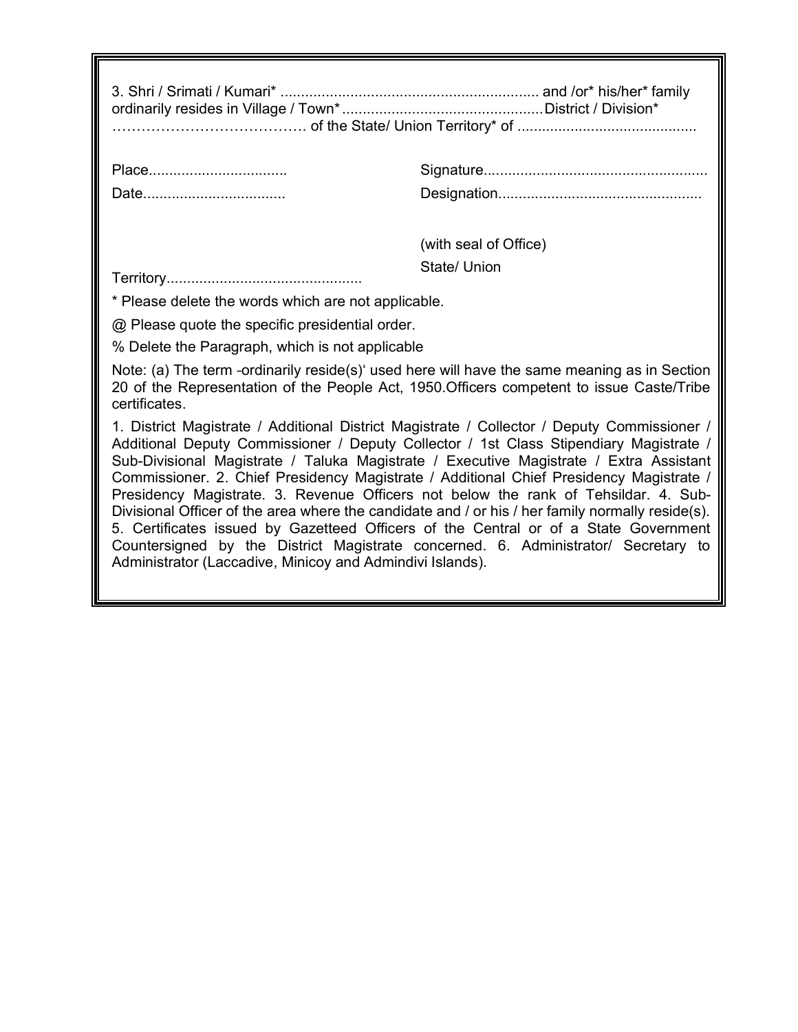3. Shri / Srimati / Kumari* ............................................................... and /or* his/her* family ordinarily resides in Village / Town* ................................................District / Division* ………………………………… of the State/ Union Territory* of ...........................................

Place.................................

Date..................................

Signature......................................................

Designation.................................................

(with seal of Office)

State/ Union

Territory...............................................

* Please delete the words which are not applicable.

@ Please quote the specific presidential order.

% Delete the Paragraph, which is not applicable

Note: (a) The term -ordinarily reside(s)' used here will have the same meaning as in Section 20 of the Representation of the People Act, 1950.Officers competent to issue Caste/Tribe certificates.

1. District Magistrate / Additional District Magistrate / Collector / Deputy Commissioner / Additional Deputy Commissioner / Deputy Collector / 1st Class Stipendiary Magistrate / Sub-Divisional Magistrate / Taluka Magistrate / Executive Magistrate / Extra Assistant Commissioner. 2. Chief Presidency Magistrate / Additional Chief Presidency Magistrate / Presidency Magistrate. 3. Revenue Officers not below the rank of Tehsildar. 4. Sub-Divisional Officer of the area where the candidate and / or his / her family normally reside(s). 5. Certificates issued by Gazetteed Officers of the Central or of a State Government Countersigned by the District Magistrate concerned. 6. Administrator/ Secretary to Administrator (Laccadive, Minicoy and Admindivi Islands).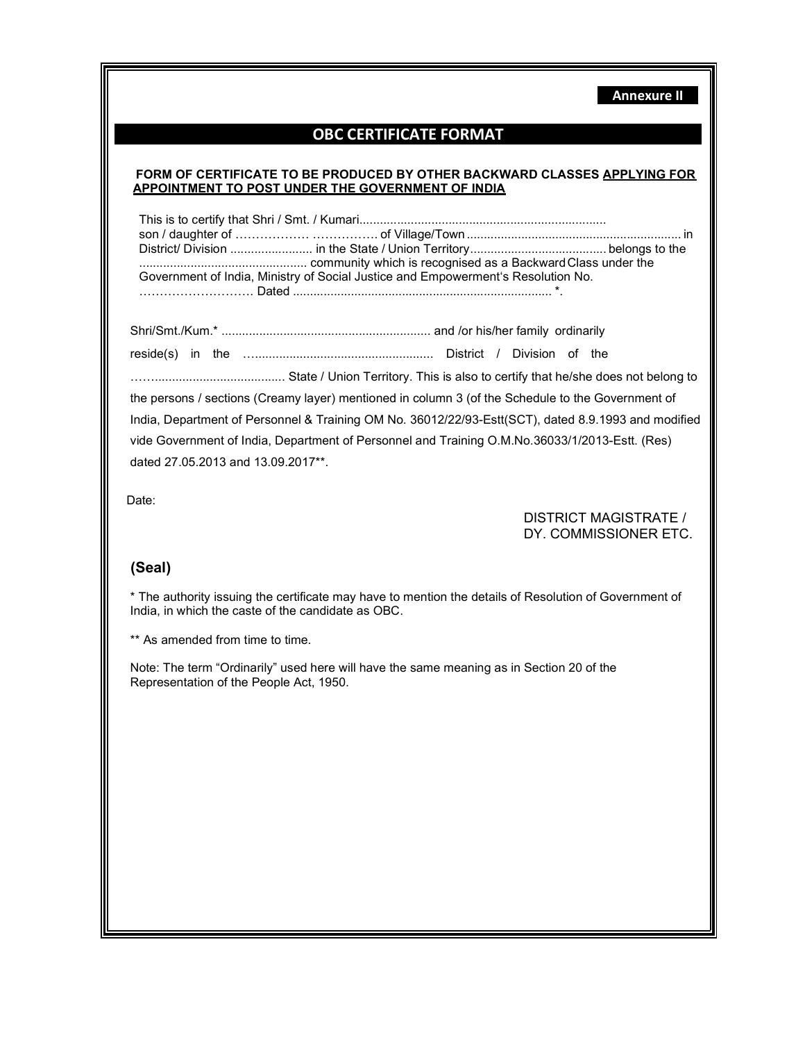**Annexure II**

## OBC CERTIFICATE FORMAT

**FORM OF CERTIFICATE TO BE PRODUCED BY OTHER BACKWARD CLASSES <u>APPLYING FOR APPOINTMENT TO POST UNDER THE GOVERNMENT OF INDIA</u>**

This is to certify that Shri / Smt. / Kumari........................................................................ son / daughter of ……………… ……………. of Village/Town .............................................................. in District/ Division ........................ in the State / Union Territory........................................ belongs to the ................................................ community which is recognised as a Backward Class under the Government of India, Ministry of Social Justice and Empowerment's Resolution No. ……………………… Dated ........................................................................... *.

Shri/Smt./Kum.* ............................................................ and /or his/her family ordinarily reside(s) in the …................................................... District / Division of the ……..................................... State / Union Territory. This is also to certify that he/she does not belong to the persons / sections (Creamy layer) mentioned in column 3 (of the Schedule to the Government of India, Department of Personnel & Training OM No. 36012/22/93-Estt(SCT), dated 8.9.1993 and modified vide Government of India, Department of Personnel and Training O.M.No.36033/1/2013-Estt. (Res) dated 27.05.2013 and 13.09.2017**.

Date:

DISTRICT MAGISTRATE /
DY. COMMISSIONER ETC.

**(Seal)**

* The authority issuing the certificate may have to mention the details of Resolution of Government of India, in which the caste of the candidate as OBC.

** As amended from time to time.

Note: The term "Ordinarily" used here will have the same meaning as in Section 20 of the Representation of the People Act, 1950.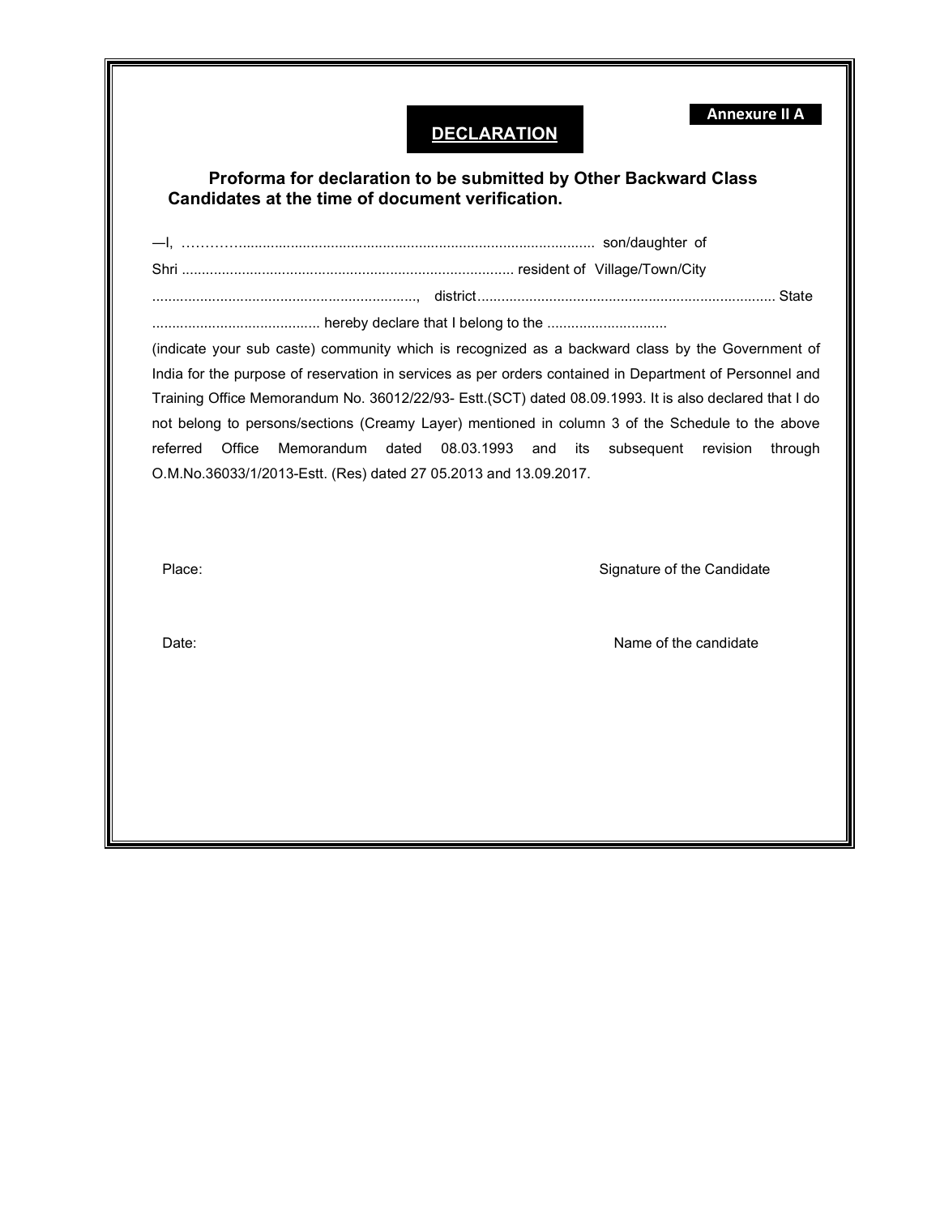**Annexure II A**

## DECLARATION

**Proforma for declaration to be submitted by Other Backward Class Candidates at the time of document verification.**

—I, ………......................................................................................... son/daughter of Shri ................................................................................... resident of Village/Town/City .................................................................., district.......................................................................... State .......................................... hereby declare that I belong to the ..............................
(indicate your sub caste) community which is recognized as a backward class by the Government of India for the purpose of reservation in services as per orders contained in Department of Personnel and Training Office Memorandum No. 36012/22/93- Estt.(SCT) dated 08.09.1993. It is also declared that I do not belong to persons/sections (Creamy Layer) mentioned in column 3 of the Schedule to the above referred Office Memorandum dated 08.03.1993 and its subsequent revision through O.M.No.36033/1/2013-Estt. (Res) dated 27 05.2013 and 13.09.2017.

Place: Signature of the Candidate

Date: Name of the candidate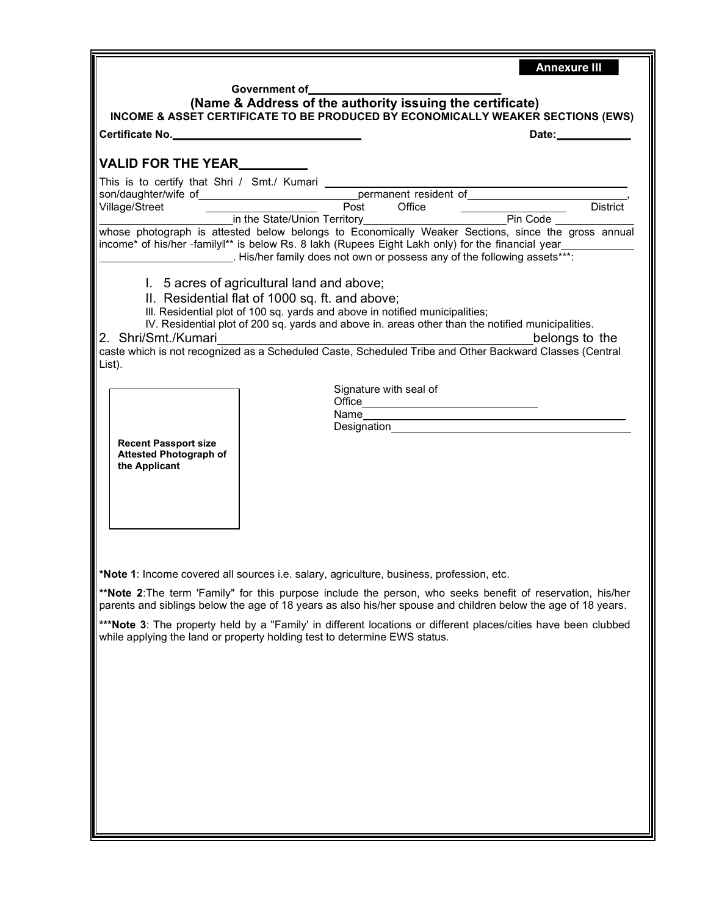**Annexure III**

**Government of\_\_\_\_\_\_\_\_\_\_\_\_\_\_\_\_\_\_\_\_\_\_\_\_\_\_\_\_**

## (Name & Address of the authority issuing the certificate)

**INCOME & ASSET CERTIFICATE TO BE PRODUCED BY ECONOMICALLY WEAKER SECTIONS (EWS)**

**Certificate No.\_\_\_\_\_\_\_\_\_\_\_\_\_\_\_\_\_\_\_\_\_\_\_\_\_\_\_\_\_\_** **Date:\_\_\_\_\_\_\_\_\_\_\_\_**

### VALID FOR THE YEAR\_\_\_\_\_\_\_\_\_

This is to certify that Shri / Smt./ Kumari \_\_\_\_\_\_\_\_\_\_\_\_\_\_\_\_\_\_\_\_\_\_\_\_\_\_\_\_\_\_\_\_\_\_\_\_\_\_\_\_\_\_\_\_\_\_\_\_ son/daughter/wife of\_\_\_\_\_\_\_\_\_\_\_\_\_\_\_\_\_\_\_\_\_\_\_\_\_\_\_permanent resident of\_\_\_\_\_\_\_\_\_\_\_\_\_\_\_\_\_\_\_\_\_\_\_\_\_\_\_, Village/Street \_\_\_\_\_\_\_\_\_\_\_\_\_\_\_\_\_\_ Post Office \_\_\_\_\_\_\_\_\_\_\_\_\_\_\_\_\_\_ District \_\_\_\_\_\_\_\_\_\_\_\_\_\_\_\_\_\_\_\_\_\_in the State/Union Territory\_\_\_\_\_\_\_\_\_\_\_\_\_\_\_\_\_\_\_\_\_\_\_\_\_\_Pin Code \_\_\_\_\_\_\_\_\_\_\_\_\_\_ whose photograph is attested below belongs to Economically Weaker Sections, since the gross annual income* of his/her -family‖** is below Rs. 8 lakh (Rupees Eight Lakh only) for the financial year\_\_\_\_\_\_\_\_\_\_\_\_ \_\_\_\_\_\_\_\_\_\_\_\_\_\_\_\_\_\_\_\_\_\_\_\_. His/her family does not own or possess any of the following assets***:

I. 5 acres of agricultural land and above;

II. Residential flat of 1000 sq. ft. and above;

III. Residential plot of 100 sq. yards and above in notified municipalities;

IV. Residential plot of 200 sq. yards and above in. areas other than the notified municipalities.

2. Shri/Smt./Kumari\_\_\_\_\_\_\_\_\_\_\_\_\_\_\_\_\_\_\_\_\_\_\_\_\_\_\_\_\_\_\_\_\_\_\_\_\_\_\_\_\_\_\_\_\_\_\_\_belongs to the caste which is not recognized as a Scheduled Caste, Scheduled Tribe and Other Backward Classes (Central List).

Signature with seal of

Office\_\_\_\_\_\_\_\_\_\_\_\_\_\_\_\_\_\_\_\_\_\_\_\_\_\_\_\_\_\_

Name\_\_\_\_\_\_\_\_\_\_\_\_\_\_\_\_\_\_\_\_\_\_\_\_\_\_\_\_\_\_\_\_\_\_\_\_\_\_\_\_\_\_\_\_\_\_

Designation\_\_\_\_\_\_\_\_\_\_\_\_\_\_\_\_\_\_\_\_\_\_\_\_\_\_\_\_\_\_\_\_\_\_\_\_\_\_\_\_\_\_

**Recent Passport size Attested Photograph of the Applicant**

***Note 1**: Income covered all sources i.e. salary, agriculture, business, profession, etc.

****Note 2**:The term 'Family" for this purpose include the person, who seeks benefit of reservation, his/her parents and siblings below the age of 18 years as also his/her spouse and children below the age of 18 years.

*****Note 3**: The property held by a "Family' in different locations or different places/cities have been clubbed while applying the land or property holding test to determine EWS status.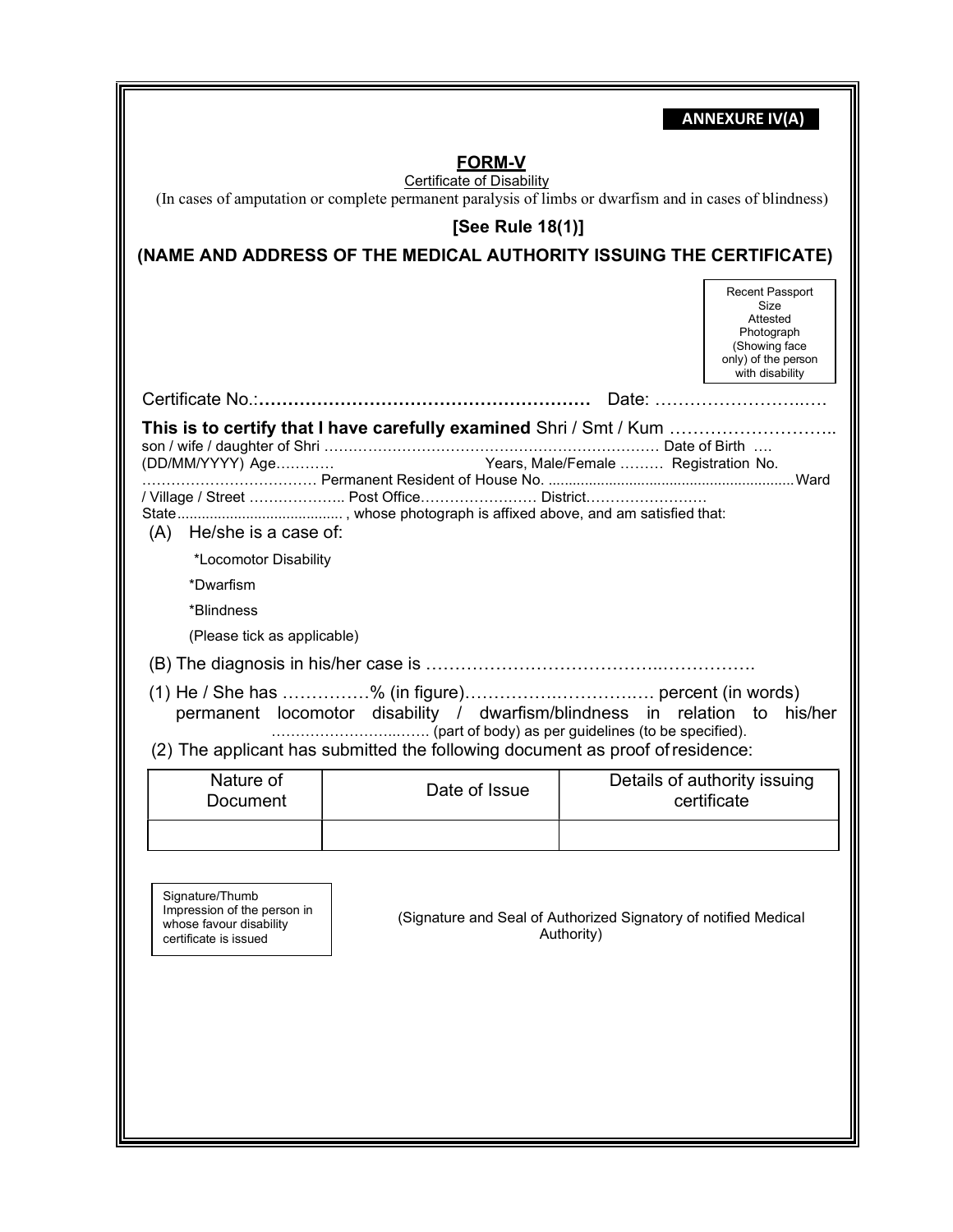**ANNEXURE IV(A)**

# FORM-V

Certificate of Disability

(In cases of amputation or complete permanent paralysis of limbs or dwarfism and in cases of blindness)

**[See Rule 18(1)]**

## (NAME AND ADDRESS OF THE MEDICAL AUTHORITY ISSUING THE CERTIFICATE)

Recent Passport Size Attested Photograph (Showing face only) of the person with disability

Certificate No.:**…………………………………………………** Date: ……………………..…

**This is to certify that I have carefully examined** Shri / Smt / Kum ……………………….. son / wife / daughter of Shri …………………………………………………………… Date of Birth …. (DD/MM/YYYY) Age……….. Years, Male/Female ……… Registration No. ……………………………… Permanent Resident of House No. ............................................................Ward / Village / Street ……………….. Post Office…………………… District…………………… State......................................... , whose photograph is affixed above, and am satisfied that:

(A) He/she is a case of:

*Locomotor Disability

*Dwarfism

*Blindness

(Please tick as applicable)

(B) The diagnosis in his/her case is …………………………………..…………….

(1) He / She has ……………% (in figure)…………….…………….… percent (in words) permanent locomotor disability / dwarfism/blindness in relation to his/her ………………………..……. (part of body) as per guidelines (to be specified).

(2) The applicant has submitted the following document as proof of residence:

| Nature of Document | Date of Issue | Details of authority issuing certificate |
|---|---|---|
| | | |

Signature/Thumb Impression of the person in whose favour disability certificate is issued

(Signature and Seal of Authorized Signatory of notified Medical Authority)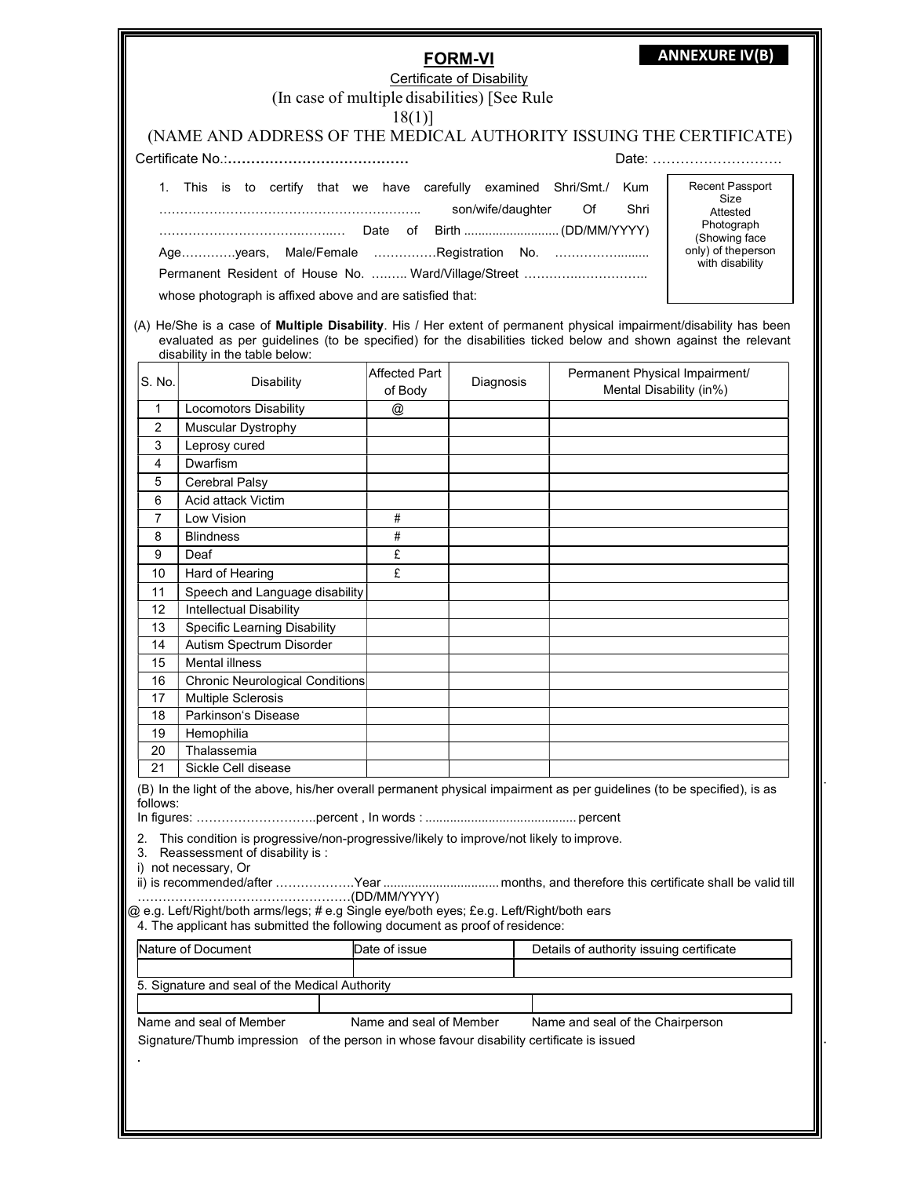**ANNEXURE IV(B)**

# FORM-VI

Certificate of Disability

(In case of multiple disabilities) [See Rule 18(1)]

(NAME AND ADDRESS OF THE MEDICAL AUTHORITY ISSUING THE CERTIFICATE)

Certificate No.:…………………………………  Date: ……………………….

Recent Passport Size Attested Photograph (Showing face only) of the person with disability

1. This is to certify that we have carefully examined Shri/Smt./ Kum ……………………………………………………….. son/wife/daughter Of Shri ……………………………………… Date of Birth .......................... (DD/MM/YYYY) Age………….years, Male/Female ……………Registration No. ……………......... Permanent Resident of House No. ……... Ward/Village/Street ……………………….. whose photograph is affixed above and are satisfied that:

(A) He/She is a case of **Multiple Disability**. His / Her extent of permanent physical impairment/disability has been evaluated as per guidelines (to be specified) for the disabilities ticked below and shown against the relevant disability in the table below:

| S. No. | Disability | Affected Part of Body | Diagnosis | Permanent Physical Impairment/ Mental Disability (in%) |
|---|---|---|---|---|
| 1 | Locomotors Disability | @ | | |
| 2 | Muscular Dystrophy | | | |
| 3 | Leprosy cured | | | |
| 4 | Dwarfism | | | |
| 5 | Cerebral Palsy | | | |
| 6 | Acid attack Victim | | | |
| 7 | Low Vision | # | | |
| 8 | Blindness | # | | |
| 9 | Deaf | £ | | |
| 10 | Hard of Hearing | £ | | |
| 11 | Speech and Language disability | | | |
| 12 | Intellectual Disability | | | |
| 13 | Specific Learning Disability | | | |
| 14 | Autism Spectrum Disorder | | | |
| 15 | Mental illness | | | |
| 16 | Chronic Neurological Conditions | | | |
| 17 | Multiple Sclerosis | | | |
| 18 | Parkinson's Disease | | | |
| 19 | Hemophilia | | | |
| 20 | Thalassemia | | | |
| 21 | Sickle Cell disease | | | |

(B) In the light of the above, his/her overall permanent physical impairment as per guidelines (to be specified), is as follows:

In figures: ………………………..percent , In words : .......................................... percent

2. This condition is progressive/non-progressive/likely to improve/not likely to improve.
3. Reassessment of disability is :

i) not necessary, Or

ii) is recommended/after ………………Year ................................ months, and therefore this certificate shall be valid till ……………………………………………(DD/MM/YYYY)

@ e.g. Left/Right/both arms/legs; # e.g Single eye/both eyes; £e.g. Left/Right/both ears

4. The applicant has submitted the following document as proof of residence:

| Nature of Document | Date of issue | Details of authority issuing certificate |
|---|---|---|
| | | |

5. Signature and seal of the Medical Authority

| | | |
|---|---|---|
| Name and seal of Member | Name and seal of Member | Name and seal of the Chairperson |

Signature/Thumb impression of the person in whose favour disability certificate is issued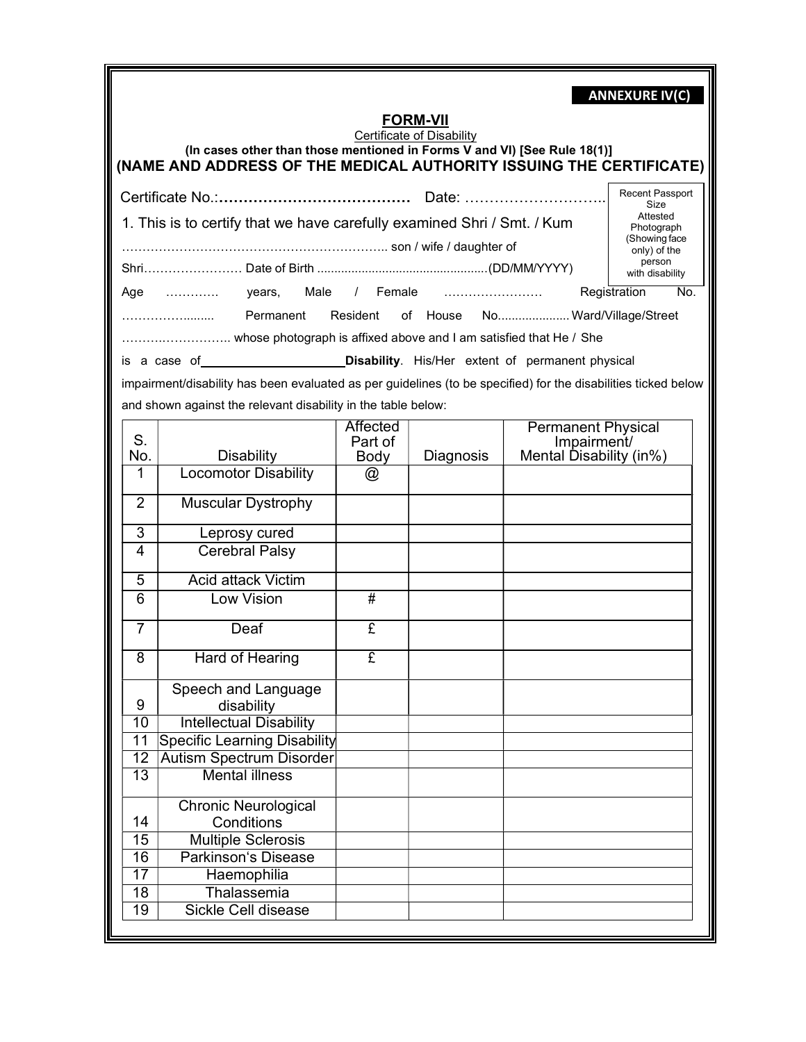**ANNEXURE IV(C)**

## FORM-VII

Certificate of Disability

**(In cases other than those mentioned in Forms V and VI) [See Rule 18(1)]**

**(NAME AND ADDRESS OF THE MEDICAL AUTHORITY ISSUING THE CERTIFICATE)**

Certificate No.:………………………………… Date: ………………………..

Recent Passport Size Attested Photograph (Showing face only) of the person with disability

1. This is to certify that we have carefully examined Shri / Smt. / Kum ……………………………………………………….. son / wife / daughter of Shri…………………… Date of Birth ..................................................(DD/MM/YYYY) Age …………. years, Male / Female …………………… Registration No. ……………......... Permanent Resident of House No..................... Ward/Village/Street ……….…………….. whose photograph is affixed above and I am satisfied that He / She is a case of \_\_\_\_\_\_\_\_\_\_\_\_\_\_\_\_\_\_\_\_ **Disability**. His/Her extent of permanent physical impairment/disability has been evaluated as per guidelines (to be specified) for the disabilities ticked below and shown against the relevant disability in the table below:

| S. No. | Disability | Affected Part of Body | Diagnosis | Permanent Physical Impairment/ Mental Disability (in%) |
|---|---|---|---|---|
| 1 | Locomotor Disability | @ | | |
| 2 | Muscular Dystrophy | | | |
| 3 | Leprosy cured | | | |
| 4 | Cerebral Palsy | | | |
| 5 | Acid attack Victim | | | |
| 6 | Low Vision | # | | |
| 7 | Deaf | £ | | |
| 8 | Hard of Hearing | £ | | |
| 9 | Speech and Language disability | | | |
| 10 | Intellectual Disability | | | |
| 11 | Specific Learning Disability | | | |
| 12 | Autism Spectrum Disorder | | | |
| 13 | Mental illness | | | |
| 14 | Chronic Neurological Conditions | | | |
| 15 | Multiple Sclerosis | | | |
| 16 | Parkinson's Disease | | | |
| 17 | Haemophilia | | | |
| 18 | Thalassemia | | | |
| 19 | Sickle Cell disease | | | |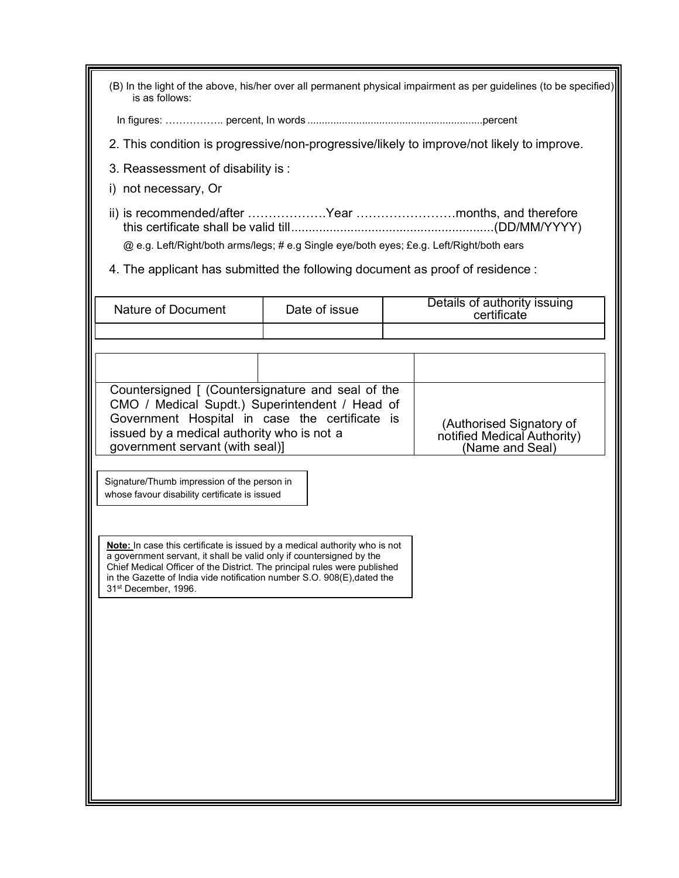(B) In the light of the above, his/her over all permanent physical impairment as per guidelines (to be specified) is as follows:

In figures: …………….. percent, In words ............................................................percent

2. This condition is progressive/non-progressive/likely to improve/not likely to improve.

3. Reassessment of disability is :

i) not necessary, Or

ii) is recommended/after ……………….Year ……………………months, and therefore this certificate shall be valid till.........................................................(DD/MM/YYYY)

@ e.g. Left/Right/both arms/legs; # e.g Single eye/both eyes; £e.g. Left/Right/both ears

4. The applicant has submitted the following document as proof of residence :

| Nature of Document | Date of issue | Details of authority issuing certificate |
| --- | --- | --- |
| | | |

| | | |
| --- | --- | --- |
| Countersigned [ (Countersignature and seal of the CMO / Medical Supdt.) Superintendent / Head of Government Hospital in case the certificate is issued by a medical authority who is not a government servant (with seal)] | | (Authorised Signatory of notified Medical Authority) (Name and Seal) |

Signature/Thumb impression of the person in whose favour disability certificate is issued

**Note:** In case this certificate is issued by a medical authority who is not a government servant, it shall be valid only if countersigned by the Chief Medical Officer of the District. The principal rules were published in the Gazette of India vide notification number S.O. 908(E),dated the 31st December, 1996.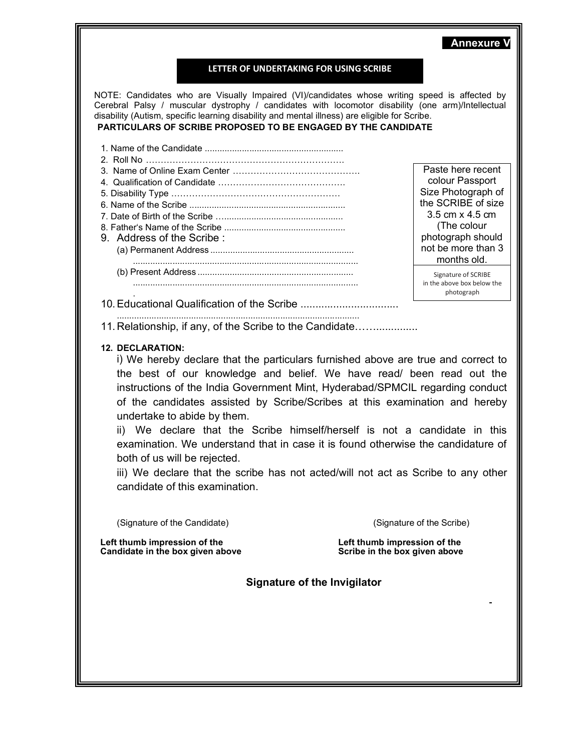**Annexure V**

## LETTER OF UNDERTAKING FOR USING SCRIBE

NOTE: Candidates who are Visually Impaired (VI)/candidates whose writing speed is affected by Cerebral Palsy / muscular dystrophy / candidates with locomotor disability (one arm)/Intellectual disability (Autism, specific learning disability and mental illness) are eligible for Scribe.

**PARTICULARS OF SCRIBE PROPOSED TO BE ENGAGED BY THE CANDIDATE**

1. Name of the Candidate .......................................................
2. Roll No …………………………………………………………
3. Name of Online Exam Center ……………………………………
4. Qualification of Candidate ……………………………………
5. Disability Type …………………………………………………
6. Name of the Scribe ..............................................................
7. Date of Birth of the Scribe …...............................................
8. Father's Name of the Scribe ................................................
9. Address of the Scribe :
   (a) Permanent Address ..........................................................
   ..........................................................................................
   (b) Present Address ...............................................................
   ..........................................................................................
10. Educational Qualification of the Scribe .................................
    .................................................................................................
11. Relationship, if any, of the Scribe to the Candidate……...............

Paste here recent colour Passport Size Photograph of the SCRIBE of size 3.5 cm x 4.5 cm (The colour photograph should not be more than 3 months old.

Signature of SCRIBE in the above box below the photograph

**12. DECLARATION:**

i) We hereby declare that the particulars furnished above are true and correct to the best of our knowledge and belief. We have read/ been read out the instructions of the India Government Mint, Hyderabad/SPMCIL regarding conduct of the candidates assisted by Scribe/Scribes at this examination and hereby undertake to abide by them.

ii) We declare that the Scribe himself/herself is not a candidate in this examination. We understand that in case it is found otherwise the candidature of both of us will be rejected.

iii) We declare that the scribe has not acted/will not act as Scribe to any other candidate of this examination.

(Signature of the Candidate) (Signature of the Scribe)

**Left thumb impression of the Candidate in the box given above**

**Left thumb impression of the Scribe in the box given above**

**Signature of the Invigilator**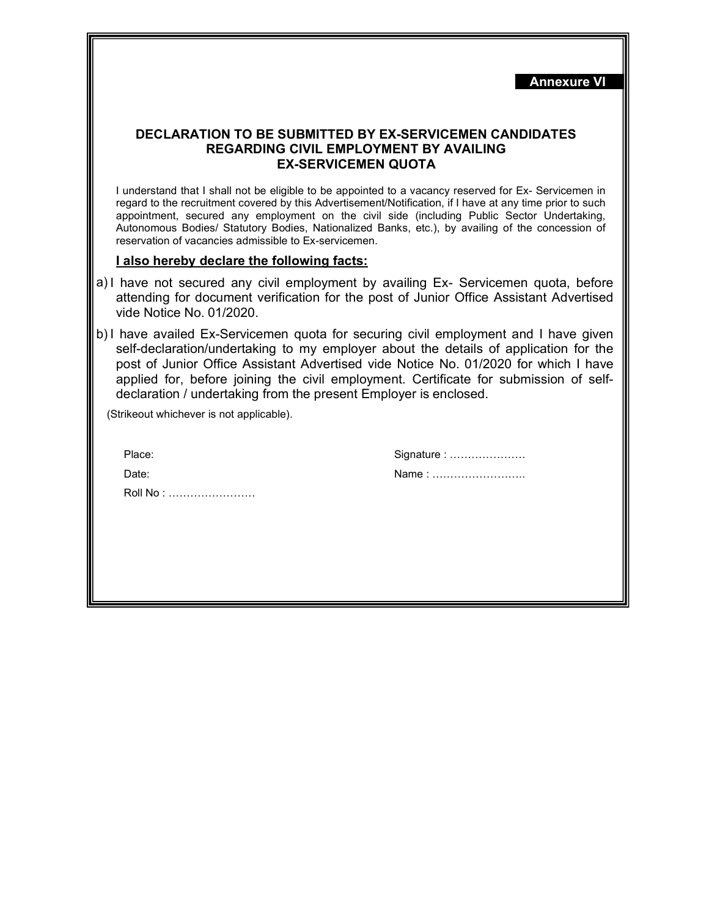**Annexure VI**

## DECLARATION TO BE SUBMITTED BY EX-SERVICEMEN CANDIDATES REGARDING CIVIL EMPLOYMENT BY AVAILING EX-SERVICEMEN QUOTA

I understand that I shall not be eligible to be appointed to a vacancy reserved for Ex- Servicemen in regard to the recruitment covered by this Advertisement/Notification, if I have at any time prior to such appointment, secured any employment on the civil side (including Public Sector Undertaking, Autonomous Bodies/ Statutory Bodies, Nationalized Banks, etc.), by availing of the concession of reservation of vacancies admissible to Ex-servicemen.

**<u>I also hereby declare the following facts:</u>**

a) I have not secured any civil employment by availing Ex- Servicemen quota, before attending for document verification for the post of Junior Office Assistant Advertised vide Notice No. 01/2020.

b) I have availed Ex-Servicemen quota for securing civil employment and I have given self-declaration/undertaking to my employer about the details of application for the post of Junior Office Assistant Advertised vide Notice No. 01/2020 for which I have applied for, before joining the civil employment. Certificate for submission of self-declaration / undertaking from the present Employer is enclosed.

(Strikeout whichever is not applicable).

Place: Signature : …………………

Date: Name : ……………………..

Roll No : ……………………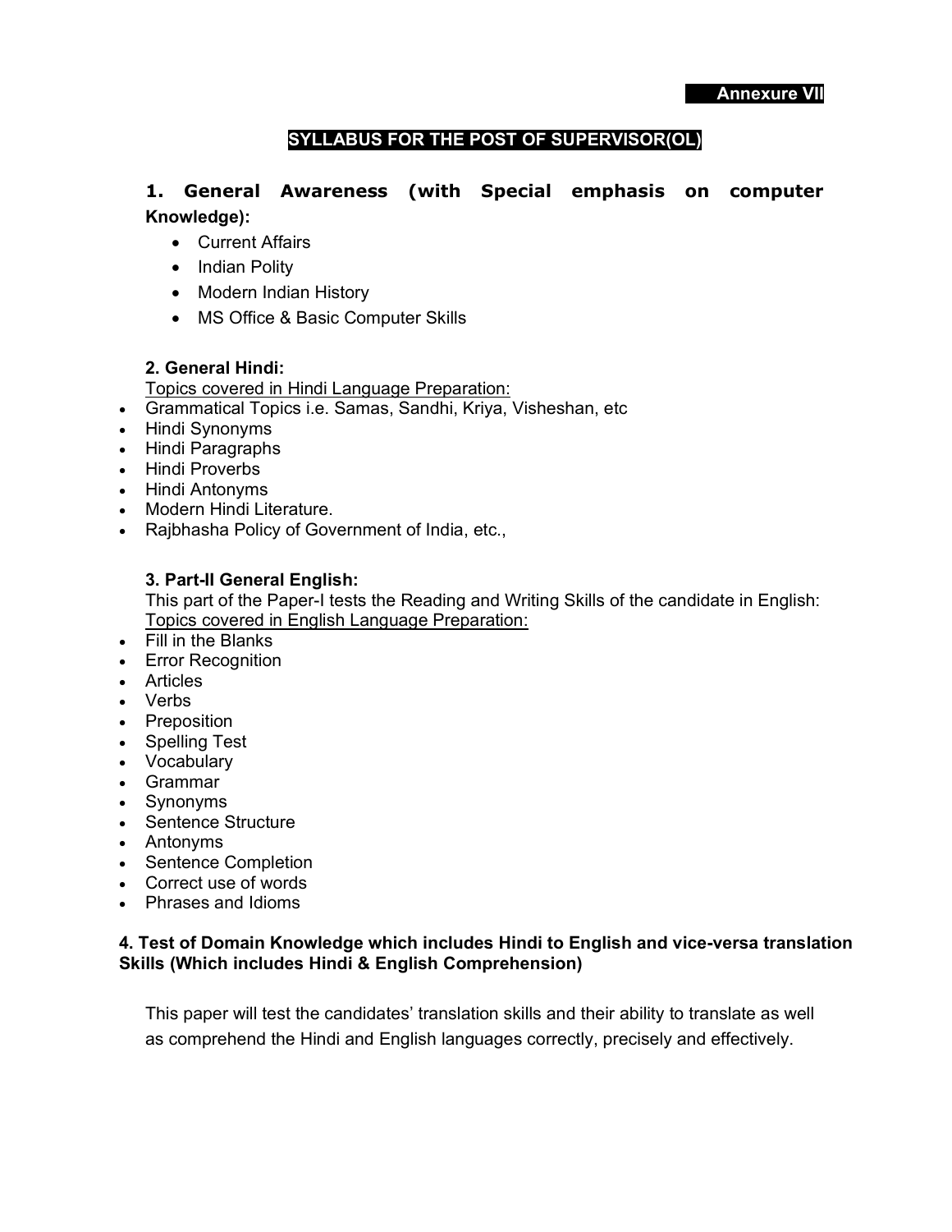**Annexure VII**

## SYLLABUS FOR THE POST OF SUPERVISOR(OL)

### 1. General Awareness (with Special emphasis on computer Knowledge):

- Current Affairs
- Indian Polity
- Modern Indian History
- MS Office & Basic Computer Skills

### 2. General Hindi:

Topics covered in Hindi Language Preparation:

- Grammatical Topics i.e. Samas, Sandhi, Kriya, Visheshan, etc
- Hindi Synonyms
- Hindi Paragraphs
- Hindi Proverbs
- Hindi Antonyms
- Modern Hindi Literature.
- Rajbhasha Policy of Government of India, etc.,

### 3. Part-II General English:

This part of the Paper-I tests the Reading and Writing Skills of the candidate in English:

Topics covered in English Language Preparation:

- Fill in the Blanks
- Error Recognition
- Articles
- Verbs
- Preposition
- Spelling Test
- Vocabulary
- Grammar
- Synonyms
- Sentence Structure
- Antonyms
- Sentence Completion
- Correct use of words
- Phrases and Idioms

### 4. Test of Domain Knowledge which includes Hindi to English and vice-versa translation Skills (Which includes Hindi & English Comprehension)

This paper will test the candidates' translation skills and their ability to translate as well as comprehend the Hindi and English languages correctly, precisely and effectively.